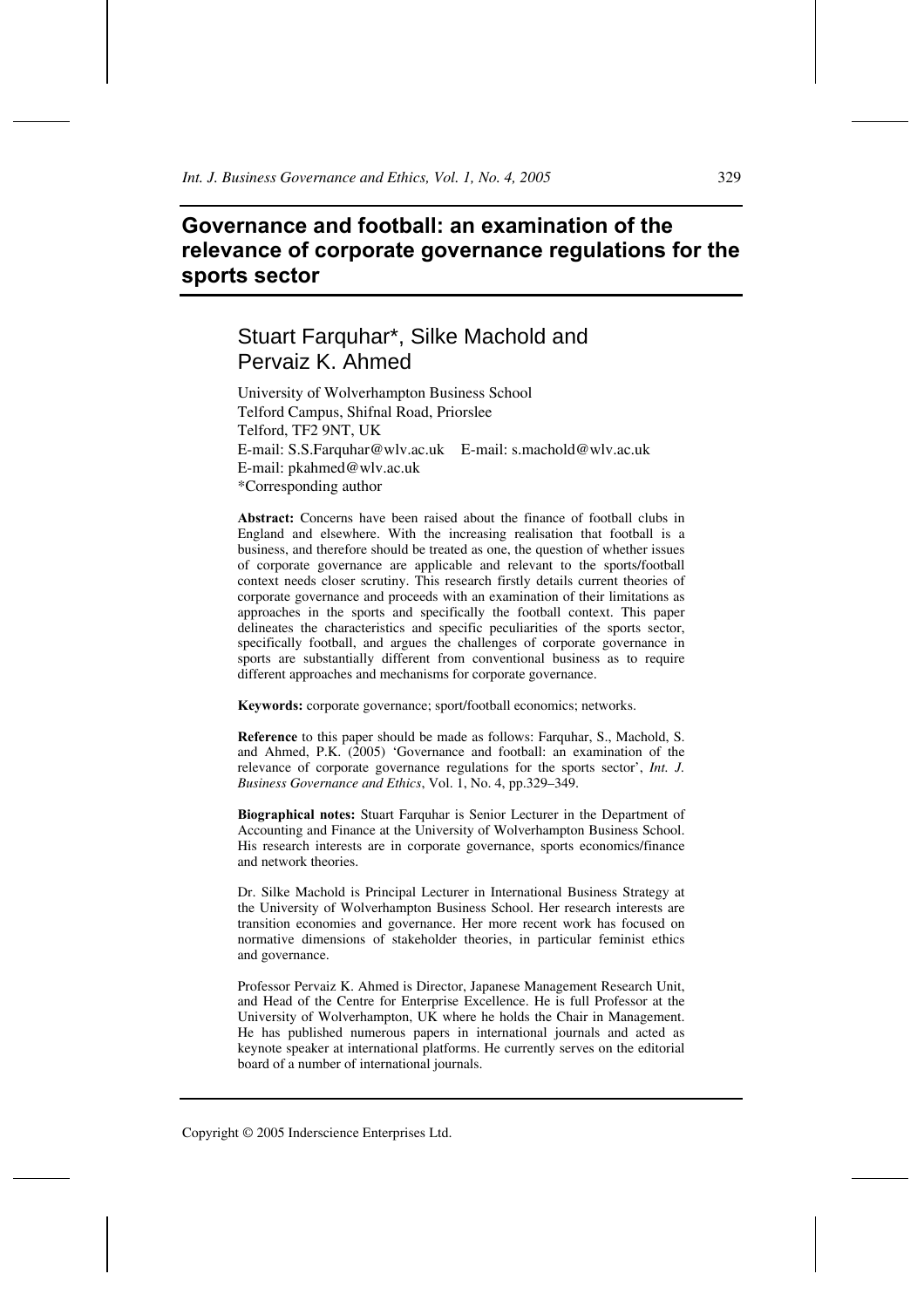# Governance and football: an examination of the relevance of corporate governance regulations for the sports sector

## Stuart Farquhar*, Silke Machold and Pervaiz K. Ahmed

University of Wolverhampton Business School
Telford Campus, Shifnal Road, Priorslee
Telford, TF2 9NT, UK
E-mail: S.S.Farquhar@wlv.ac.uk E-mail: s.machold@wlv.ac.uk
E-mail: pkahmed@wlv.ac.uk
*Corresponding author

**Abstract:** Concerns have been raised about the finance of football clubs in England and elsewhere. With the increasing realisation that football is a business, and therefore should be treated as one, the question of whether issues of corporate governance are applicable and relevant to the sports/football context needs closer scrutiny. This research firstly details current theories of corporate governance and proceeds with an examination of their limitations as approaches in the sports and specifically the football context. This paper delineates the characteristics and specific peculiarities of the sports sector, specifically football, and argues the challenges of corporate governance in sports are substantially different from conventional business as to require different approaches and mechanisms for corporate governance.

**Keywords:** corporate governance; sport/football economics; networks.

**Reference** to this paper should be made as follows: Farquhar, S., Machold, S. and Ahmed, P.K. (2005) 'Governance and football: an examination of the relevance of corporate governance regulations for the sports sector', *Int. J. Business Governance and Ethics*, Vol. 1, No. 4, pp.329–349.

**Biographical notes:** Stuart Farquhar is Senior Lecturer in the Department of Accounting and Finance at the University of Wolverhampton Business School. His research interests are in corporate governance, sports economics/finance and network theories.

Dr. Silke Machold is Principal Lecturer in International Business Strategy at the University of Wolverhampton Business School. Her research interests are transition economies and governance. Her more recent work has focused on normative dimensions of stakeholder theories, in particular feminist ethics and governance.

Professor Pervaiz K. Ahmed is Director, Japanese Management Research Unit, and Head of the Centre for Enterprise Excellence. He is full Professor at the University of Wolverhampton, UK where he holds the Chair in Management. He has published numerous papers in international journals and acted as keynote speaker at international platforms. He currently serves on the editorial board of a number of international journals.

Copyright © 2005 Inderscience Enterprises Ltd.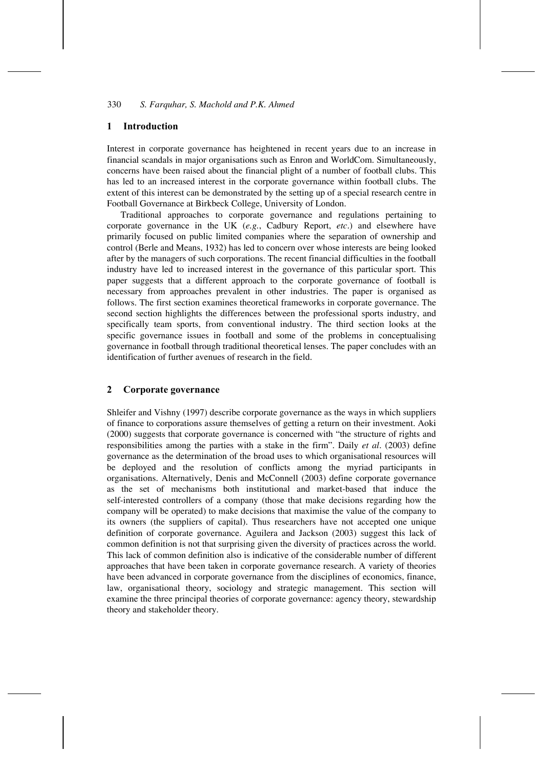## 1 Introduction

Interest in corporate governance has heightened in recent years due to an increase in financial scandals in major organisations such as Enron and WorldCom. Simultaneously, concerns have been raised about the financial plight of a number of football clubs. This has led to an increased interest in the corporate governance within football clubs. The extent of this interest can be demonstrated by the setting up of a special research centre in Football Governance at Birkbeck College, University of London.

Traditional approaches to corporate governance and regulations pertaining to corporate governance in the UK (*e.g.*, Cadbury Report, *etc.*) and elsewhere have primarily focused on public limited companies where the separation of ownership and control (Berle and Means, 1932) has led to concern over whose interests are being looked after by the managers of such corporations. The recent financial difficulties in the football industry have led to increased interest in the governance of this particular sport. This paper suggests that a different approach to the corporate governance of football is necessary from approaches prevalent in other industries. The paper is organised as follows. The first section examines theoretical frameworks in corporate governance. The second section highlights the differences between the professional sports industry, and specifically team sports, from conventional industry. The third section looks at the specific governance issues in football and some of the problems in conceptualising governance in football through traditional theoretical lenses. The paper concludes with an identification of further avenues of research in the field.

## 2 Corporate governance

Shleifer and Vishny (1997) describe corporate governance as the ways in which suppliers of finance to corporations assure themselves of getting a return on their investment. Aoki (2000) suggests that corporate governance is concerned with "the structure of rights and responsibilities among the parties with a stake in the firm". Daily *et al*. (2003) define governance as the determination of the broad uses to which organisational resources will be deployed and the resolution of conflicts among the myriad participants in organisations. Alternatively, Denis and McConnell (2003) define corporate governance as the set of mechanisms both institutional and market-based that induce the self-interested controllers of a company (those that make decisions regarding how the company will be operated) to make decisions that maximise the value of the company to its owners (the suppliers of capital). Thus researchers have not accepted one unique definition of corporate governance. Aguilera and Jackson (2003) suggest this lack of common definition is not that surprising given the diversity of practices across the world. This lack of common definition also is indicative of the considerable number of different approaches that have been taken in corporate governance research. A variety of theories have been advanced in corporate governance from the disciplines of economics, finance, law, organisational theory, sociology and strategic management. This section will examine the three principal theories of corporate governance: agency theory, stewardship theory and stakeholder theory.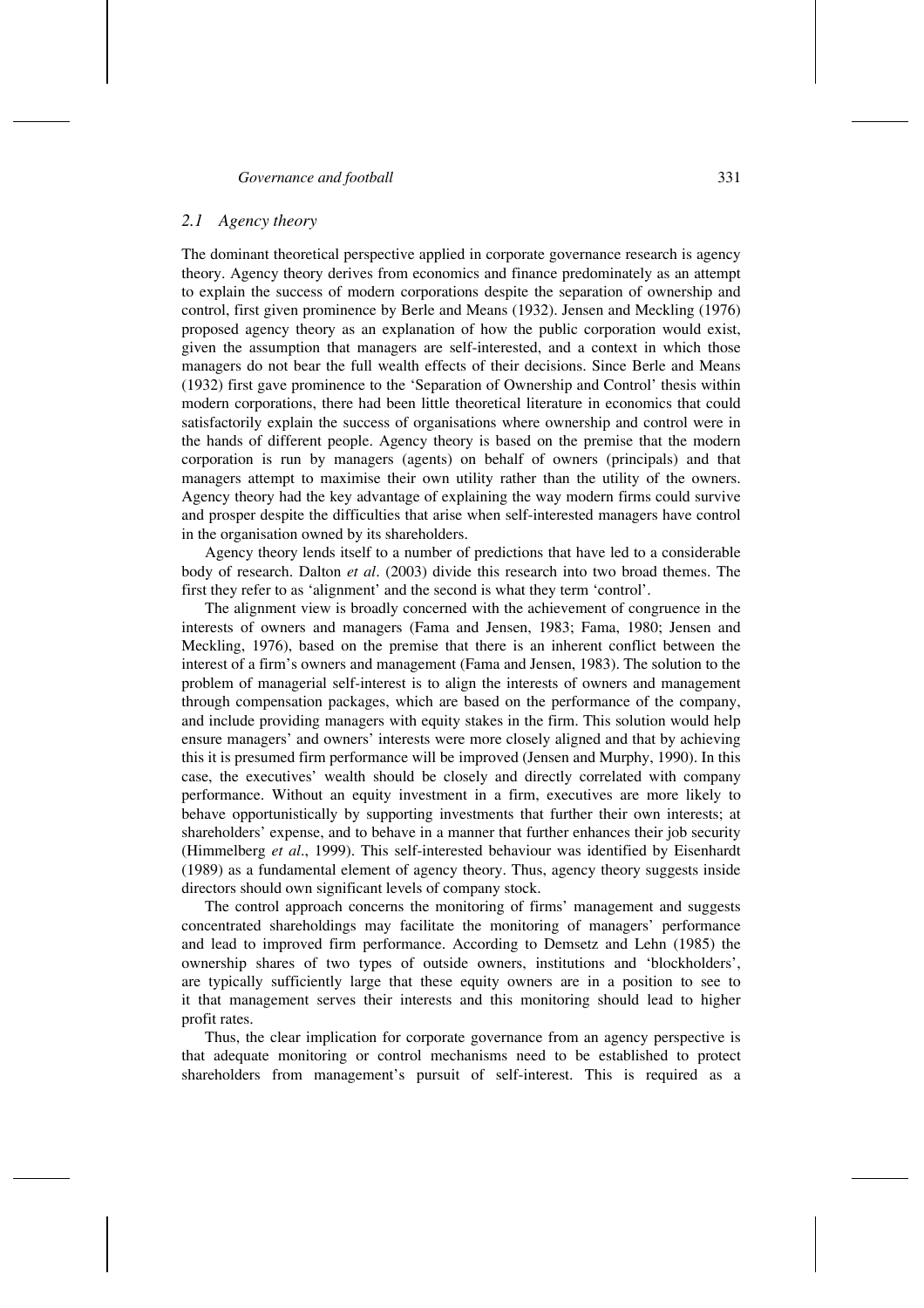### *2.1 Agency theory*

The dominant theoretical perspective applied in corporate governance research is agency theory. Agency theory derives from economics and finance predominately as an attempt to explain the success of modern corporations despite the separation of ownership and control, first given prominence by Berle and Means (1932). Jensen and Meckling (1976) proposed agency theory as an explanation of how the public corporation would exist, given the assumption that managers are self-interested, and a context in which those managers do not bear the full wealth effects of their decisions. Since Berle and Means (1932) first gave prominence to the 'Separation of Ownership and Control' thesis within modern corporations, there had been little theoretical literature in economics that could satisfactorily explain the success of organisations where ownership and control were in the hands of different people. Agency theory is based on the premise that the modern corporation is run by managers (agents) on behalf of owners (principals) and that managers attempt to maximise their own utility rather than the utility of the owners. Agency theory had the key advantage of explaining the way modern firms could survive and prosper despite the difficulties that arise when self-interested managers have control in the organisation owned by its shareholders.

Agency theory lends itself to a number of predictions that have led to a considerable body of research. Dalton *et al*. (2003) divide this research into two broad themes. The first they refer to as 'alignment' and the second is what they term 'control'.

The alignment view is broadly concerned with the achievement of congruence in the interests of owners and managers (Fama and Jensen, 1983; Fama, 1980; Jensen and Meckling, 1976), based on the premise that there is an inherent conflict between the interest of a firm's owners and management (Fama and Jensen, 1983). The solution to the problem of managerial self-interest is to align the interests of owners and management through compensation packages, which are based on the performance of the company, and include providing managers with equity stakes in the firm. This solution would help ensure managers' and owners' interests were more closely aligned and that by achieving this it is presumed firm performance will be improved (Jensen and Murphy, 1990). In this case, the executives' wealth should be closely and directly correlated with company performance. Without an equity investment in a firm, executives are more likely to behave opportunistically by supporting investments that further their own interests; at shareholders' expense, and to behave in a manner that further enhances their job security (Himmelberg *et al*., 1999). This self-interested behaviour was identified by Eisenhardt (1989) as a fundamental element of agency theory. Thus, agency theory suggests inside directors should own significant levels of company stock.

The control approach concerns the monitoring of firms' management and suggests concentrated shareholdings may facilitate the monitoring of managers' performance and lead to improved firm performance. According to Demsetz and Lehn (1985) the ownership shares of two types of outside owners, institutions and 'blockholders', are typically sufficiently large that these equity owners are in a position to see to it that management serves their interests and this monitoring should lead to higher profit rates.

Thus, the clear implication for corporate governance from an agency perspective is that adequate monitoring or control mechanisms need to be established to protect shareholders from management's pursuit of self-interest. This is required as a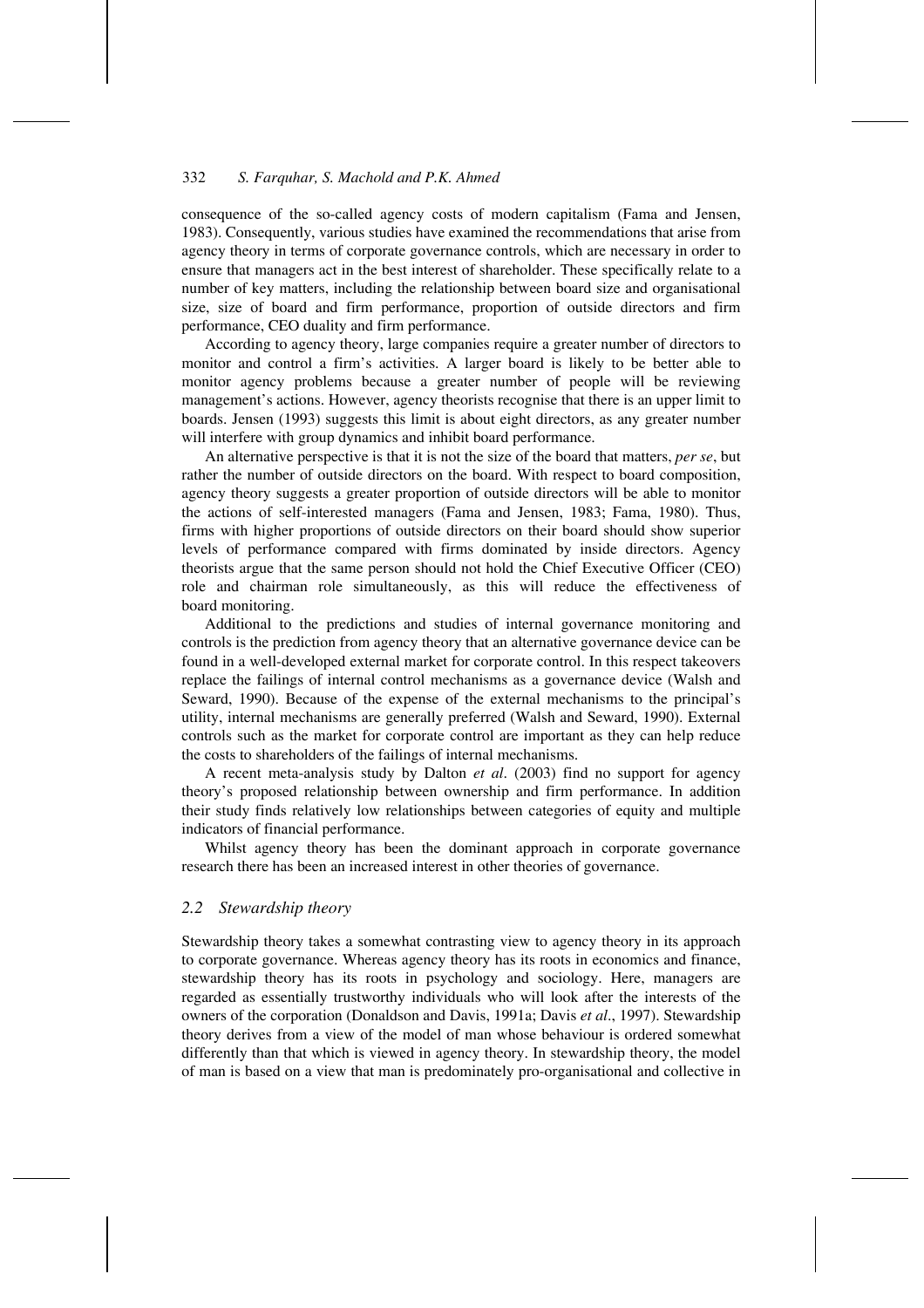consequence of the so-called agency costs of modern capitalism (Fama and Jensen, 1983). Consequently, various studies have examined the recommendations that arise from agency theory in terms of corporate governance controls, which are necessary in order to ensure that managers act in the best interest of shareholder. These specifically relate to a number of key matters, including the relationship between board size and organisational size, size of board and firm performance, proportion of outside directors and firm performance, CEO duality and firm performance.

According to agency theory, large companies require a greater number of directors to monitor and control a firm's activities. A larger board is likely to be better able to monitor agency problems because a greater number of people will be reviewing management's actions. However, agency theorists recognise that there is an upper limit to boards. Jensen (1993) suggests this limit is about eight directors, as any greater number will interfere with group dynamics and inhibit board performance.

An alternative perspective is that it is not the size of the board that matters, *per se*, but rather the number of outside directors on the board. With respect to board composition, agency theory suggests a greater proportion of outside directors will be able to monitor the actions of self-interested managers (Fama and Jensen, 1983; Fama, 1980). Thus, firms with higher proportions of outside directors on their board should show superior levels of performance compared with firms dominated by inside directors. Agency theorists argue that the same person should not hold the Chief Executive Officer (CEO) role and chairman role simultaneously, as this will reduce the effectiveness of board monitoring.

Additional to the predictions and studies of internal governance monitoring and controls is the prediction from agency theory that an alternative governance device can be found in a well-developed external market for corporate control. In this respect takeovers replace the failings of internal control mechanisms as a governance device (Walsh and Seward, 1990). Because of the expense of the external mechanisms to the principal's utility, internal mechanisms are generally preferred (Walsh and Seward, 1990). External controls such as the market for corporate control are important as they can help reduce the costs to shareholders of the failings of internal mechanisms.

A recent meta-analysis study by Dalton *et al.* (2003) find no support for agency theory's proposed relationship between ownership and firm performance. In addition their study finds relatively low relationships between categories of equity and multiple indicators of financial performance.

Whilst agency theory has been the dominant approach in corporate governance research there has been an increased interest in other theories of governance.

### *2.2 Stewardship theory*

Stewardship theory takes a somewhat contrasting view to agency theory in its approach to corporate governance. Whereas agency theory has its roots in economics and finance, stewardship theory has its roots in psychology and sociology. Here, managers are regarded as essentially trustworthy individuals who will look after the interests of the owners of the corporation (Donaldson and Davis, 1991a; Davis *et al*., 1997). Stewardship theory derives from a view of the model of man whose behaviour is ordered somewhat differently than that which is viewed in agency theory. In stewardship theory, the model of man is based on a view that man is predominately pro-organisational and collective in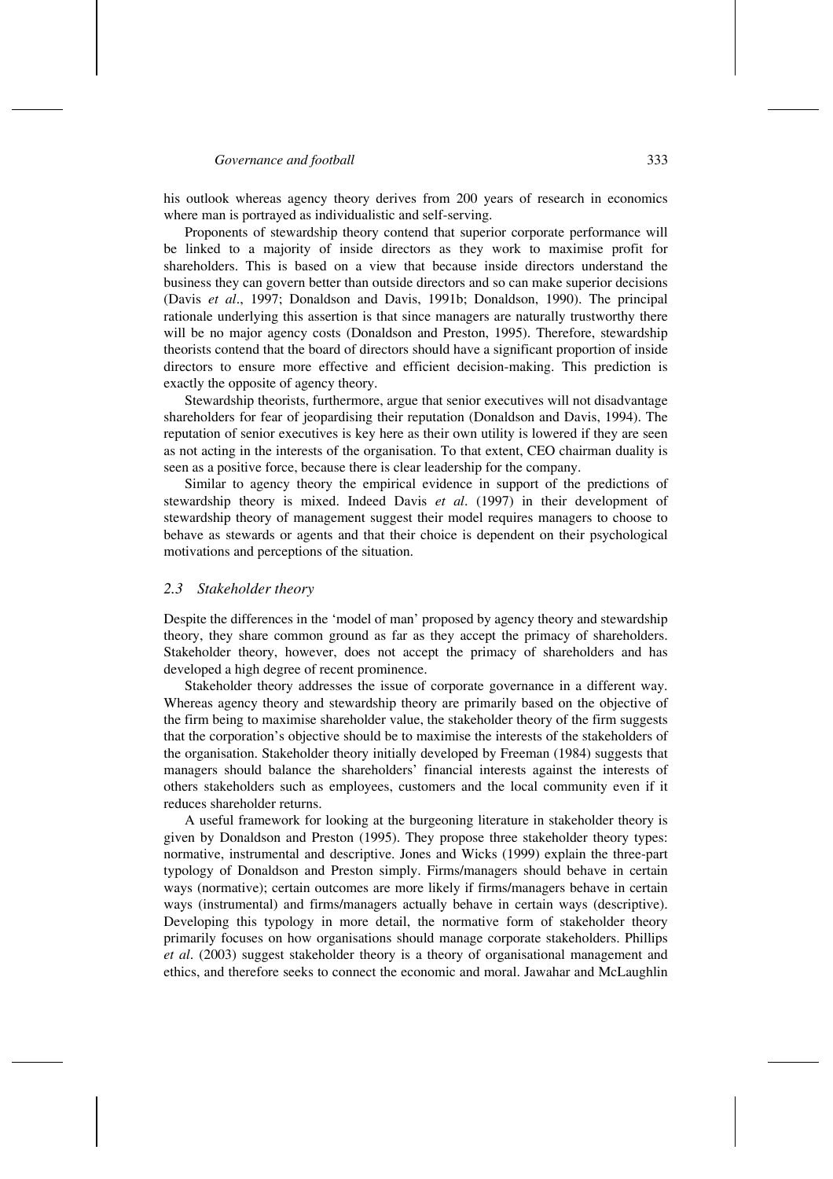his outlook whereas agency theory derives from 200 years of research in economics where man is portrayed as individualistic and self-serving.

Proponents of stewardship theory contend that superior corporate performance will be linked to a majority of inside directors as they work to maximise profit for shareholders. This is based on a view that because inside directors understand the business they can govern better than outside directors and so can make superior decisions (Davis *et al*., 1997; Donaldson and Davis, 1991b; Donaldson, 1990). The principal rationale underlying this assertion is that since managers are naturally trustworthy there will be no major agency costs (Donaldson and Preston, 1995). Therefore, stewardship theorists contend that the board of directors should have a significant proportion of inside directors to ensure more effective and efficient decision-making. This prediction is exactly the opposite of agency theory.

Stewardship theorists, furthermore, argue that senior executives will not disadvantage shareholders for fear of jeopardising their reputation (Donaldson and Davis, 1994). The reputation of senior executives is key here as their own utility is lowered if they are seen as not acting in the interests of the organisation. To that extent, CEO chairman duality is seen as a positive force, because there is clear leadership for the company.

Similar to agency theory the empirical evidence in support of the predictions of stewardship theory is mixed. Indeed Davis *et al*. (1997) in their development of stewardship theory of management suggest their model requires managers to choose to behave as stewards or agents and that their choice is dependent on their psychological motivations and perceptions of the situation.

### *2.3 Stakeholder theory*

Despite the differences in the 'model of man' proposed by agency theory and stewardship theory, they share common ground as far as they accept the primacy of shareholders. Stakeholder theory, however, does not accept the primacy of shareholders and has developed a high degree of recent prominence.

Stakeholder theory addresses the issue of corporate governance in a different way. Whereas agency theory and stewardship theory are primarily based on the objective of the firm being to maximise shareholder value, the stakeholder theory of the firm suggests that the corporation's objective should be to maximise the interests of the stakeholders of the organisation. Stakeholder theory initially developed by Freeman (1984) suggests that managers should balance the shareholders' financial interests against the interests of others stakeholders such as employees, customers and the local community even if it reduces shareholder returns.

A useful framework for looking at the burgeoning literature in stakeholder theory is given by Donaldson and Preston (1995). They propose three stakeholder theory types: normative, instrumental and descriptive. Jones and Wicks (1999) explain the three-part typology of Donaldson and Preston simply. Firms/managers should behave in certain ways (normative); certain outcomes are more likely if firms/managers behave in certain ways (instrumental) and firms/managers actually behave in certain ways (descriptive). Developing this typology in more detail, the normative form of stakeholder theory primarily focuses on how organisations should manage corporate stakeholders. Phillips *et al*. (2003) suggest stakeholder theory is a theory of organisational management and ethics, and therefore seeks to connect the economic and moral. Jawahar and McLaughlin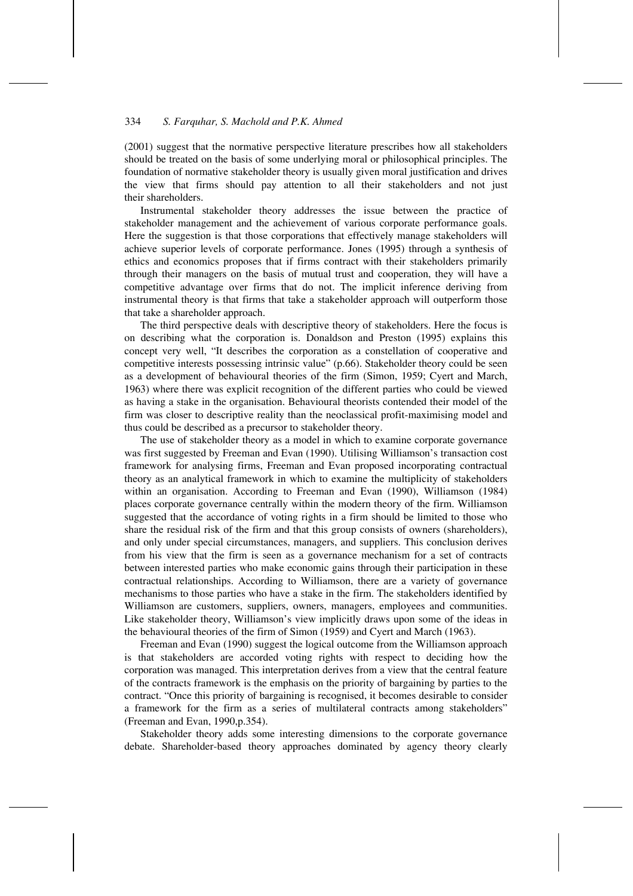(2001) suggest that the normative perspective literature prescribes how all stakeholders should be treated on the basis of some underlying moral or philosophical principles. The foundation of normative stakeholder theory is usually given moral justification and drives the view that firms should pay attention to all their stakeholders and not just their shareholders.

Instrumental stakeholder theory addresses the issue between the practice of stakeholder management and the achievement of various corporate performance goals. Here the suggestion is that those corporations that effectively manage stakeholders will achieve superior levels of corporate performance. Jones (1995) through a synthesis of ethics and economics proposes that if firms contract with their stakeholders primarily through their managers on the basis of mutual trust and cooperation, they will have a competitive advantage over firms that do not. The implicit inference deriving from instrumental theory is that firms that take a stakeholder approach will outperform those that take a shareholder approach.

The third perspective deals with descriptive theory of stakeholders. Here the focus is on describing what the corporation is. Donaldson and Preston (1995) explains this concept very well, "It describes the corporation as a constellation of cooperative and competitive interests possessing intrinsic value" (p.66). Stakeholder theory could be seen as a development of behavioural theories of the firm (Simon, 1959; Cyert and March, 1963) where there was explicit recognition of the different parties who could be viewed as having a stake in the organisation. Behavioural theorists contended their model of the firm was closer to descriptive reality than the neoclassical profit-maximising model and thus could be described as a precursor to stakeholder theory.

The use of stakeholder theory as a model in which to examine corporate governance was first suggested by Freeman and Evan (1990). Utilising Williamson's transaction cost framework for analysing firms, Freeman and Evan proposed incorporating contractual theory as an analytical framework in which to examine the multiplicity of stakeholders within an organisation. According to Freeman and Evan (1990), Williamson (1984) places corporate governance centrally within the modern theory of the firm. Williamson suggested that the accordance of voting rights in a firm should be limited to those who share the residual risk of the firm and that this group consists of owners (shareholders), and only under special circumstances, managers, and suppliers. This conclusion derives from his view that the firm is seen as a governance mechanism for a set of contracts between interested parties who make economic gains through their participation in these contractual relationships. According to Williamson, there are a variety of governance mechanisms to those parties who have a stake in the firm. The stakeholders identified by Williamson are customers, suppliers, owners, managers, employees and communities. Like stakeholder theory, Williamson's view implicitly draws upon some of the ideas in the behavioural theories of the firm of Simon (1959) and Cyert and March (1963).

Freeman and Evan (1990) suggest the logical outcome from the Williamson approach is that stakeholders are accorded voting rights with respect to deciding how the corporation was managed. This interpretation derives from a view that the central feature of the contracts framework is the emphasis on the priority of bargaining by parties to the contract. "Once this priority of bargaining is recognised, it becomes desirable to consider a framework for the firm as a series of multilateral contracts among stakeholders" (Freeman and Evan, 1990,p.354).

Stakeholder theory adds some interesting dimensions to the corporate governance debate. Shareholder-based theory approaches dominated by agency theory clearly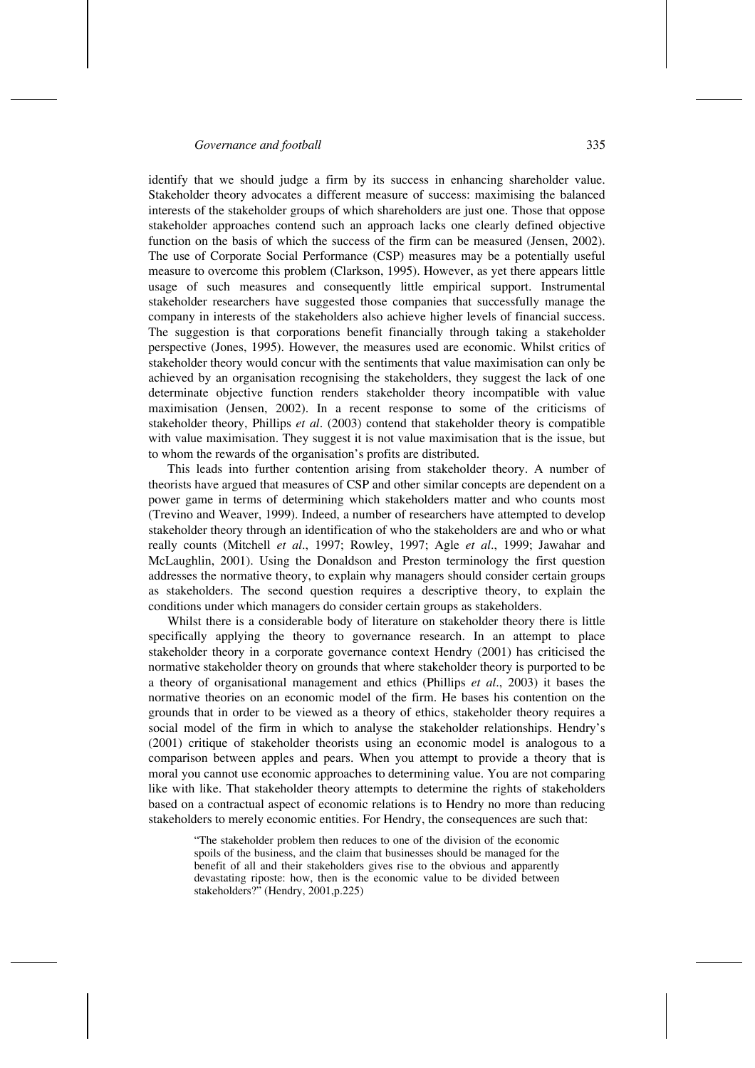identify that we should judge a firm by its success in enhancing shareholder value. Stakeholder theory advocates a different measure of success: maximising the balanced interests of the stakeholder groups of which shareholders are just one. Those that oppose stakeholder approaches contend such an approach lacks one clearly defined objective function on the basis of which the success of the firm can be measured (Jensen, 2002). The use of Corporate Social Performance (CSP) measures may be a potentially useful measure to overcome this problem (Clarkson, 1995). However, as yet there appears little usage of such measures and consequently little empirical support. Instrumental stakeholder researchers have suggested those companies that successfully manage the company in interests of the stakeholders also achieve higher levels of financial success. The suggestion is that corporations benefit financially through taking a stakeholder perspective (Jones, 1995). However, the measures used are economic. Whilst critics of stakeholder theory would concur with the sentiments that value maximisation can only be achieved by an organisation recognising the stakeholders, they suggest the lack of one determinate objective function renders stakeholder theory incompatible with value maximisation (Jensen, 2002). In a recent response to some of the criticisms of stakeholder theory, Phillips *et al*. (2003) contend that stakeholder theory is compatible with value maximisation. They suggest it is not value maximisation that is the issue, but to whom the rewards of the organisation's profits are distributed.

This leads into further contention arising from stakeholder theory. A number of theorists have argued that measures of CSP and other similar concepts are dependent on a power game in terms of determining which stakeholders matter and who counts most (Trevino and Weaver, 1999). Indeed, a number of researchers have attempted to develop stakeholder theory through an identification of who the stakeholders are and who or what really counts (Mitchell *et al*., 1997; Rowley, 1997; Agle *et al*., 1999; Jawahar and McLaughlin, 2001). Using the Donaldson and Preston terminology the first question addresses the normative theory, to explain why managers should consider certain groups as stakeholders. The second question requires a descriptive theory, to explain the conditions under which managers do consider certain groups as stakeholders.

Whilst there is a considerable body of literature on stakeholder theory there is little specifically applying the theory to governance research. In an attempt to place stakeholder theory in a corporate governance context Hendry (2001) has criticised the normative stakeholder theory on grounds that where stakeholder theory is purported to be a theory of organisational management and ethics (Phillips *et al*., 2003) it bases the normative theories on an economic model of the firm. He bases his contention on the grounds that in order to be viewed as a theory of ethics, stakeholder theory requires a social model of the firm in which to analyse the stakeholder relationships. Hendry's (2001) critique of stakeholder theorists using an economic model is analogous to a comparison between apples and pears. When you attempt to provide a theory that is moral you cannot use economic approaches to determining value. You are not comparing like with like. That stakeholder theory attempts to determine the rights of stakeholders based on a contractual aspect of economic relations is to Hendry no more than reducing stakeholders to merely economic entities. For Hendry, the consequences are such that:

> "The stakeholder problem then reduces to one of the division of the economic spoils of the business, and the claim that businesses should be managed for the benefit of all and their stakeholders gives rise to the obvious and apparently devastating riposte: how, then is the economic value to be divided between stakeholders?" (Hendry, 2001,p.225)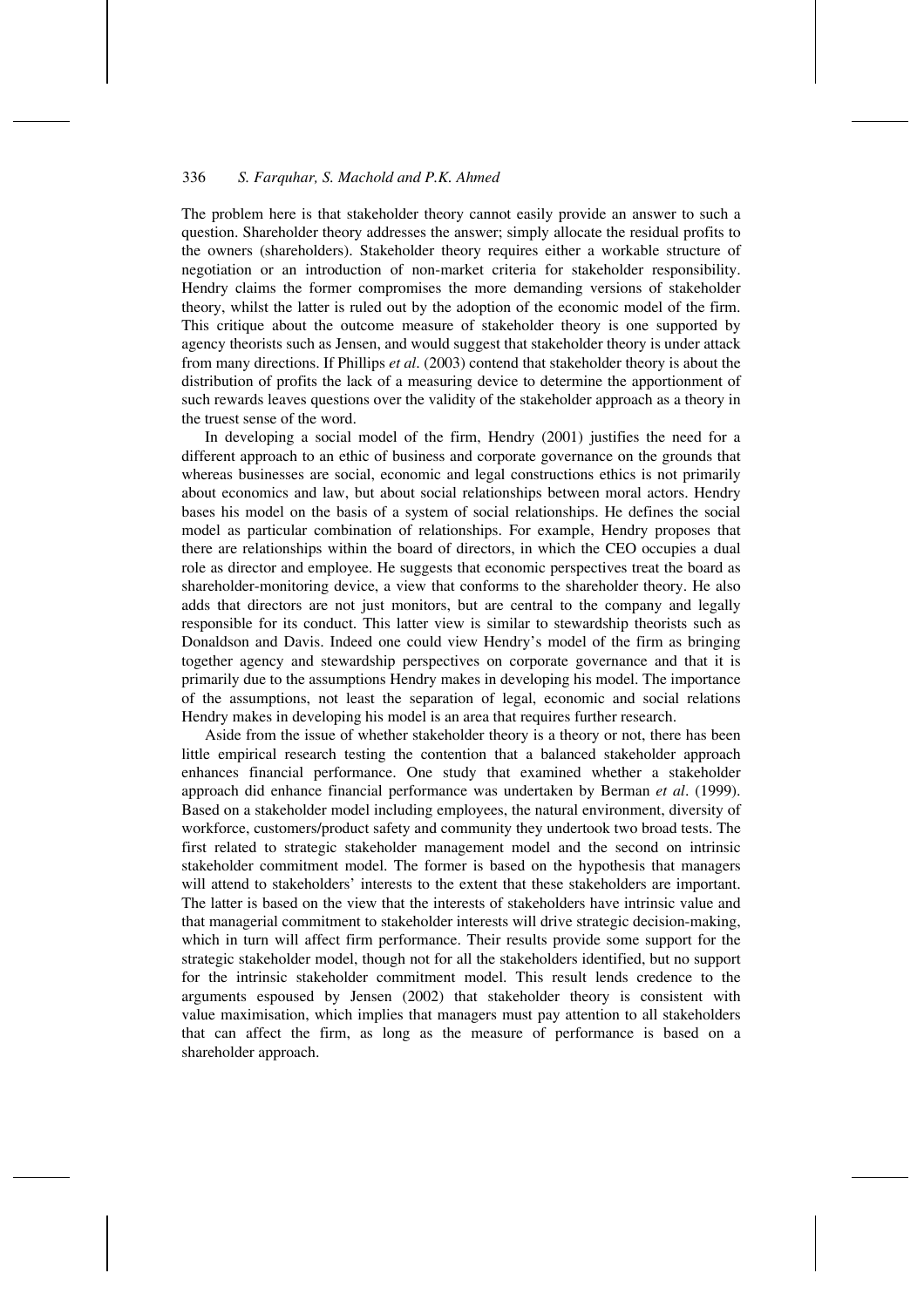The problem here is that stakeholder theory cannot easily provide an answer to such a question. Shareholder theory addresses the answer; simply allocate the residual profits to the owners (shareholders). Stakeholder theory requires either a workable structure of negotiation or an introduction of non-market criteria for stakeholder responsibility. Hendry claims the former compromises the more demanding versions of stakeholder theory, whilst the latter is ruled out by the adoption of the economic model of the firm. This critique about the outcome measure of stakeholder theory is one supported by agency theorists such as Jensen, and would suggest that stakeholder theory is under attack from many directions. If Phillips *et al*. (2003) contend that stakeholder theory is about the distribution of profits the lack of a measuring device to determine the apportionment of such rewards leaves questions over the validity of the stakeholder approach as a theory in the truest sense of the word.

In developing a social model of the firm, Hendry (2001) justifies the need for a different approach to an ethic of business and corporate governance on the grounds that whereas businesses are social, economic and legal constructions ethics is not primarily about economics and law, but about social relationships between moral actors. Hendry bases his model on the basis of a system of social relationships. He defines the social model as particular combination of relationships. For example, Hendry proposes that there are relationships within the board of directors, in which the CEO occupies a dual role as director and employee. He suggests that economic perspectives treat the board as shareholder-monitoring device, a view that conforms to the shareholder theory. He also adds that directors are not just monitors, but are central to the company and legally responsible for its conduct. This latter view is similar to stewardship theorists such as Donaldson and Davis. Indeed one could view Hendry's model of the firm as bringing together agency and stewardship perspectives on corporate governance and that it is primarily due to the assumptions Hendry makes in developing his model. The importance of the assumptions, not least the separation of legal, economic and social relations Hendry makes in developing his model is an area that requires further research.

Aside from the issue of whether stakeholder theory is a theory or not, there has been little empirical research testing the contention that a balanced stakeholder approach enhances financial performance. One study that examined whether a stakeholder approach did enhance financial performance was undertaken by Berman *et al*. (1999). Based on a stakeholder model including employees, the natural environment, diversity of workforce, customers/product safety and community they undertook two broad tests. The first related to strategic stakeholder management model and the second on intrinsic stakeholder commitment model. The former is based on the hypothesis that managers will attend to stakeholders' interests to the extent that these stakeholders are important. The latter is based on the view that the interests of stakeholders have intrinsic value and that managerial commitment to stakeholder interests will drive strategic decision-making, which in turn will affect firm performance. Their results provide some support for the strategic stakeholder model, though not for all the stakeholders identified, but no support for the intrinsic stakeholder commitment model. This result lends credence to the arguments espoused by Jensen (2002) that stakeholder theory is consistent with value maximisation, which implies that managers must pay attention to all stakeholders that can affect the firm, as long as the measure of performance is based on a shareholder approach.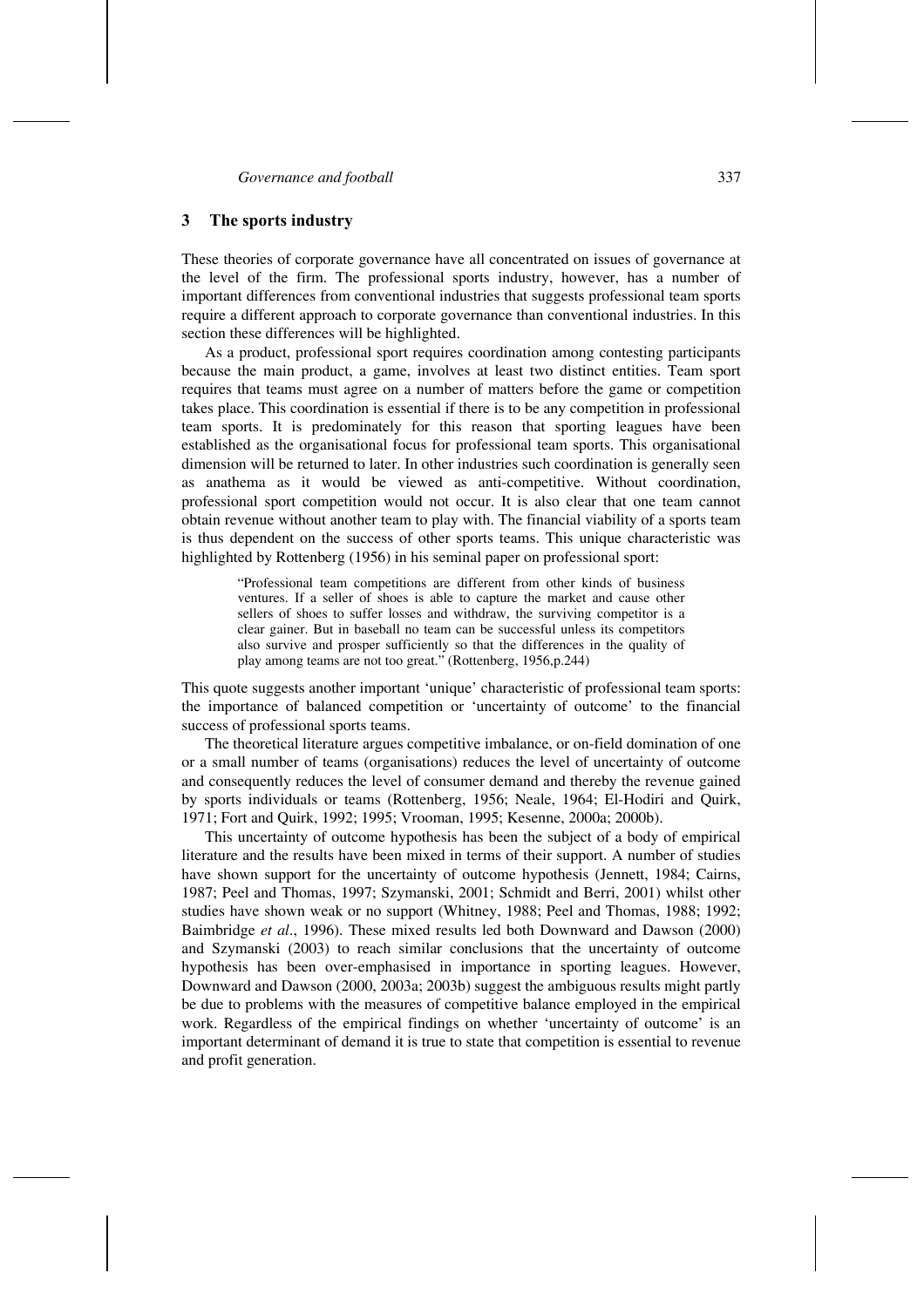## 3 The sports industry

These theories of corporate governance have all concentrated on issues of governance at the level of the firm. The professional sports industry, however, has a number of important differences from conventional industries that suggests professional team sports require a different approach to corporate governance than conventional industries. In this section these differences will be highlighted.

As a product, professional sport requires coordination among contesting participants because the main product, a game, involves at least two distinct entities. Team sport requires that teams must agree on a number of matters before the game or competition takes place. This coordination is essential if there is to be any competition in professional team sports. It is predominately for this reason that sporting leagues have been established as the organisational focus for professional team sports. This organisational dimension will be returned to later. In other industries such coordination is generally seen as anathema as it would be viewed as anti-competitive. Without coordination, professional sport competition would not occur. It is also clear that one team cannot obtain revenue without another team to play with. The financial viability of a sports team is thus dependent on the success of other sports teams. This unique characteristic was highlighted by Rottenberg (1956) in his seminal paper on professional sport:

> "Professional team competitions are different from other kinds of business ventures. If a seller of shoes is able to capture the market and cause other sellers of shoes to suffer losses and withdraw, the surviving competitor is a clear gainer. But in baseball no team can be successful unless its competitors also survive and prosper sufficiently so that the differences in the quality of play among teams are not too great." (Rottenberg, 1956,p.244)

This quote suggests another important 'unique' characteristic of professional team sports: the importance of balanced competition or 'uncertainty of outcome' to the financial success of professional sports teams.

The theoretical literature argues competitive imbalance, or on-field domination of one or a small number of teams (organisations) reduces the level of uncertainty of outcome and consequently reduces the level of consumer demand and thereby the revenue gained by sports individuals or teams (Rottenberg, 1956; Neale, 1964; El-Hodiri and Quirk, 1971; Fort and Quirk, 1992; 1995; Vrooman, 1995; Kesenne, 2000a; 2000b).

This uncertainty of outcome hypothesis has been the subject of a body of empirical literature and the results have been mixed in terms of their support. A number of studies have shown support for the uncertainty of outcome hypothesis (Jennett, 1984; Cairns, 1987; Peel and Thomas, 1997; Szymanski, 2001; Schmidt and Berri, 2001) whilst other studies have shown weak or no support (Whitney, 1988; Peel and Thomas, 1988; 1992; Baimbridge *et al*., 1996). These mixed results led both Downward and Dawson (2000) and Szymanski (2003) to reach similar conclusions that the uncertainty of outcome hypothesis has been over-emphasised in importance in sporting leagues. However, Downward and Dawson (2000, 2003a; 2003b) suggest the ambiguous results might partly be due to problems with the measures of competitive balance employed in the empirical work. Regardless of the empirical findings on whether 'uncertainty of outcome' is an important determinant of demand it is true to state that competition is essential to revenue and profit generation.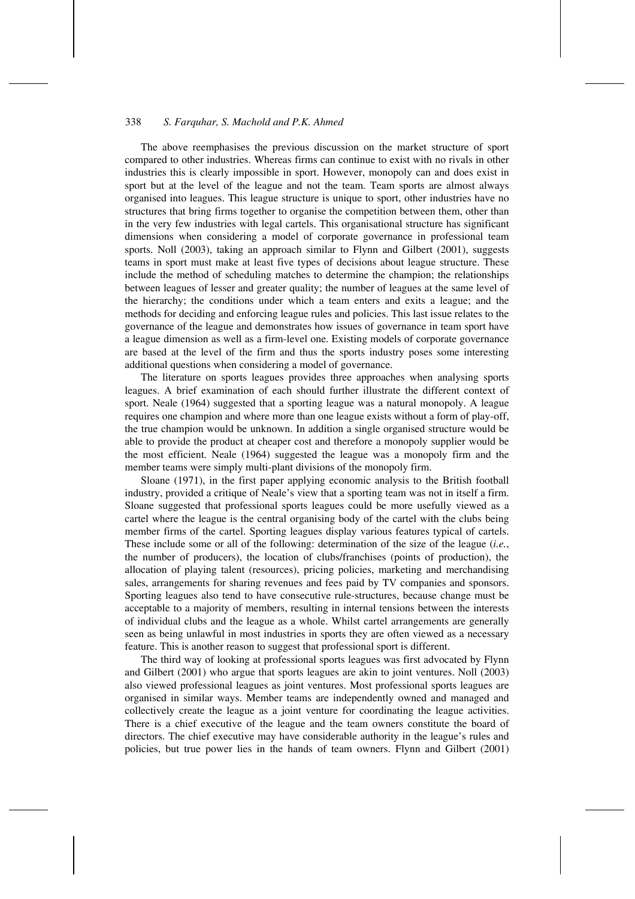The above reemphasises the previous discussion on the market structure of sport compared to other industries. Whereas firms can continue to exist with no rivals in other industries this is clearly impossible in sport. However, monopoly can and does exist in sport but at the level of the league and not the team. Team sports are almost always organised into leagues. This league structure is unique to sport, other industries have no structures that bring firms together to organise the competition between them, other than in the very few industries with legal cartels. This organisational structure has significant dimensions when considering a model of corporate governance in professional team sports. Noll (2003), taking an approach similar to Flynn and Gilbert (2001), suggests teams in sport must make at least five types of decisions about league structure. These include the method of scheduling matches to determine the champion; the relationships between leagues of lesser and greater quality; the number of leagues at the same level of the hierarchy; the conditions under which a team enters and exits a league; and the methods for deciding and enforcing league rules and policies. This last issue relates to the governance of the league and demonstrates how issues of governance in team sport have a league dimension as well as a firm-level one. Existing models of corporate governance are based at the level of the firm and thus the sports industry poses some interesting additional questions when considering a model of governance.

The literature on sports leagues provides three approaches when analysing sports leagues. A brief examination of each should further illustrate the different context of sport. Neale (1964) suggested that a sporting league was a natural monopoly. A league requires one champion and where more than one league exists without a form of play-off, the true champion would be unknown. In addition a single organised structure would be able to provide the product at cheaper cost and therefore a monopoly supplier would be the most efficient. Neale (1964) suggested the league was a monopoly firm and the member teams were simply multi-plant divisions of the monopoly firm.

Sloane (1971), in the first paper applying economic analysis to the British football industry, provided a critique of Neale's view that a sporting team was not in itself a firm. Sloane suggested that professional sports leagues could be more usefully viewed as a cartel where the league is the central organising body of the cartel with the clubs being member firms of the cartel. Sporting leagues display various features typical of cartels. These include some or all of the following: determination of the size of the league (*i.e.*, the number of producers), the location of clubs/franchises (points of production), the allocation of playing talent (resources), pricing policies, marketing and merchandising sales, arrangements for sharing revenues and fees paid by TV companies and sponsors. Sporting leagues also tend to have consecutive rule-structures, because change must be acceptable to a majority of members, resulting in internal tensions between the interests of individual clubs and the league as a whole. Whilst cartel arrangements are generally seen as being unlawful in most industries in sports they are often viewed as a necessary feature. This is another reason to suggest that professional sport is different.

The third way of looking at professional sports leagues was first advocated by Flynn and Gilbert (2001) who argue that sports leagues are akin to joint ventures. Noll (2003) also viewed professional leagues as joint ventures. Most professional sports leagues are organised in similar ways. Member teams are independently owned and managed and collectively create the league as a joint venture for coordinating the league activities. There is a chief executive of the league and the team owners constitute the board of directors. The chief executive may have considerable authority in the league's rules and policies, but true power lies in the hands of team owners. Flynn and Gilbert (2001)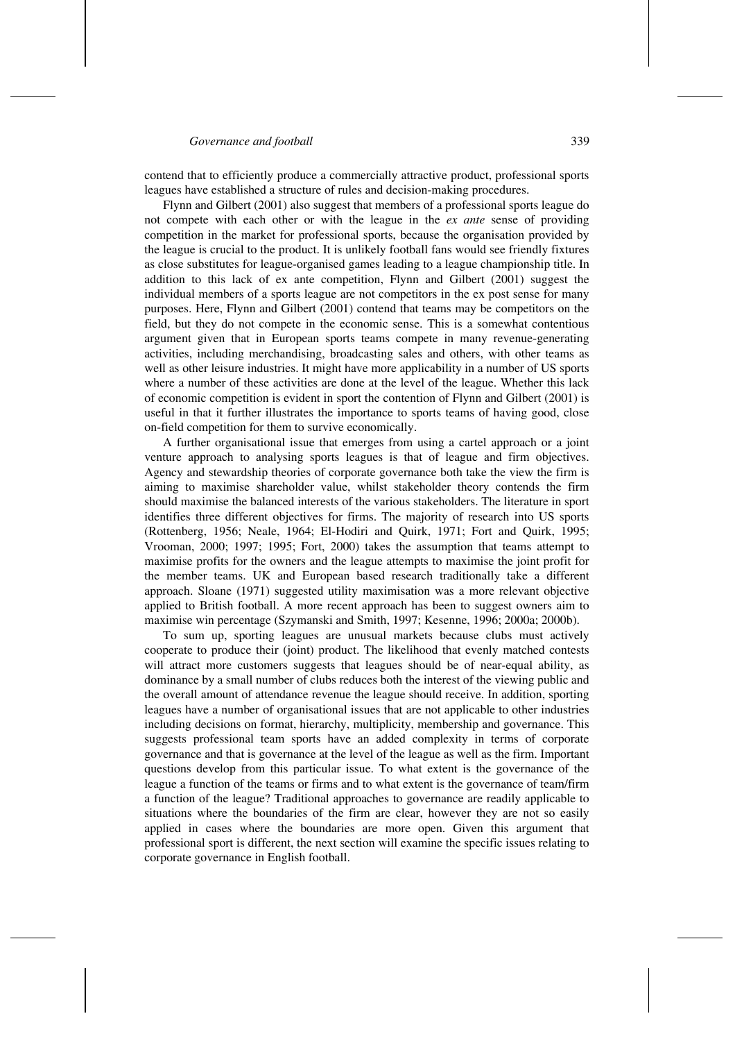contend that to efficiently produce a commercially attractive product, professional sports leagues have established a structure of rules and decision-making procedures.

Flynn and Gilbert (2001) also suggest that members of a professional sports league do not compete with each other or with the league in the *ex ante* sense of providing competition in the market for professional sports, because the organisation provided by the league is crucial to the product. It is unlikely football fans would see friendly fixtures as close substitutes for league-organised games leading to a league championship title. In addition to this lack of ex ante competition, Flynn and Gilbert (2001) suggest the individual members of a sports league are not competitors in the ex post sense for many purposes. Here, Flynn and Gilbert (2001) contend that teams may be competitors on the field, but they do not compete in the economic sense. This is a somewhat contentious argument given that in European sports teams compete in many revenue-generating activities, including merchandising, broadcasting sales and others, with other teams as well as other leisure industries. It might have more applicability in a number of US sports where a number of these activities are done at the level of the league. Whether this lack of economic competition is evident in sport the contention of Flynn and Gilbert (2001) is useful in that it further illustrates the importance to sports teams of having good, close on-field competition for them to survive economically.

A further organisational issue that emerges from using a cartel approach or a joint venture approach to analysing sports leagues is that of league and firm objectives. Agency and stewardship theories of corporate governance both take the view the firm is aiming to maximise shareholder value, whilst stakeholder theory contends the firm should maximise the balanced interests of the various stakeholders. The literature in sport identifies three different objectives for firms. The majority of research into US sports (Rottenberg, 1956; Neale, 1964; El-Hodiri and Quirk, 1971; Fort and Quirk, 1995; Vrooman, 2000; 1997; 1995; Fort, 2000) takes the assumption that teams attempt to maximise profits for the owners and the league attempts to maximise the joint profit for the member teams. UK and European based research traditionally take a different approach. Sloane (1971) suggested utility maximisation was a more relevant objective applied to British football. A more recent approach has been to suggest owners aim to maximise win percentage (Szymanski and Smith, 1997; Kesenne, 1996; 2000a; 2000b).

To sum up, sporting leagues are unusual markets because clubs must actively cooperate to produce their (joint) product. The likelihood that evenly matched contests will attract more customers suggests that leagues should be of near-equal ability, as dominance by a small number of clubs reduces both the interest of the viewing public and the overall amount of attendance revenue the league should receive. In addition, sporting leagues have a number of organisational issues that are not applicable to other industries including decisions on format, hierarchy, multiplicity, membership and governance. This suggests professional team sports have an added complexity in terms of corporate governance and that is governance at the level of the league as well as the firm. Important questions develop from this particular issue. To what extent is the governance of the league a function of the teams or firms and to what extent is the governance of team/firm a function of the league? Traditional approaches to governance are readily applicable to situations where the boundaries of the firm are clear, however they are not so easily applied in cases where the boundaries are more open. Given this argument that professional sport is different, the next section will examine the specific issues relating to corporate governance in English football.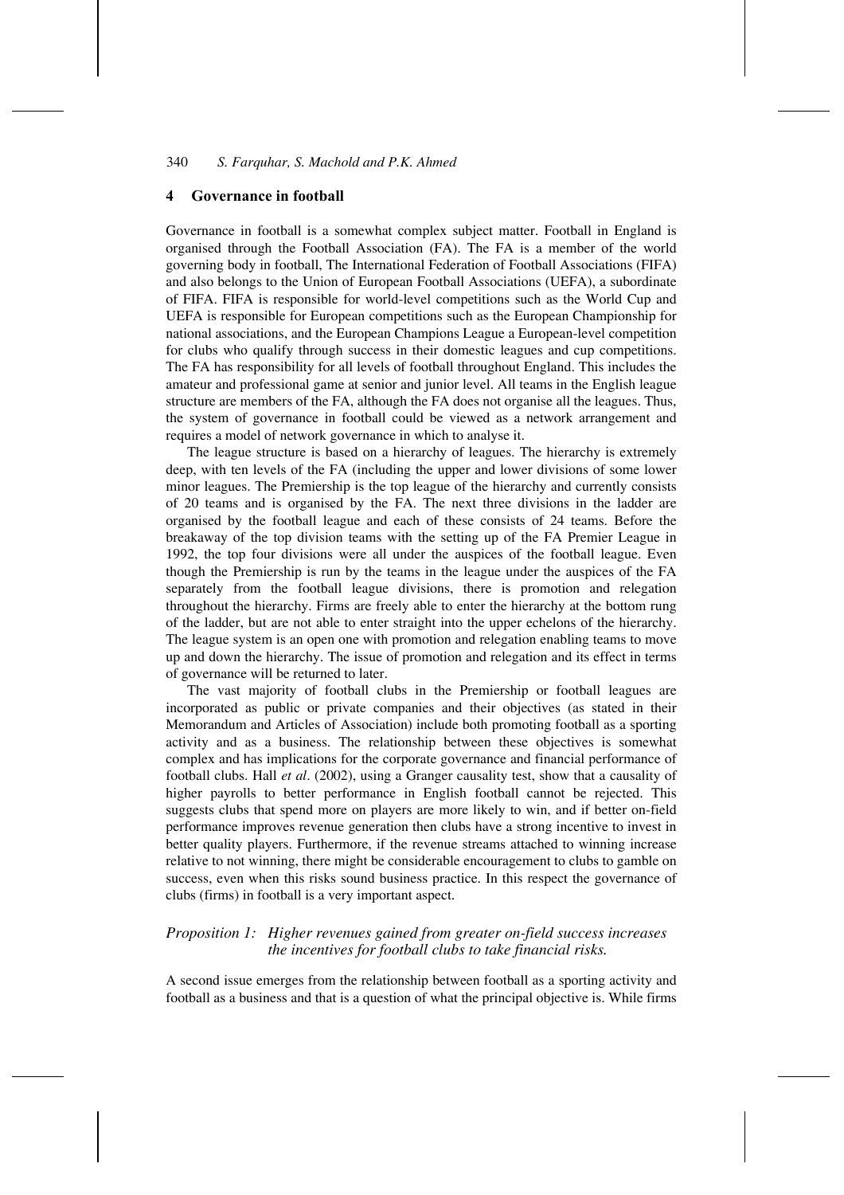## 4 Governance in football

Governance in football is a somewhat complex subject matter. Football in England is organised through the Football Association (FA). The FA is a member of the world governing body in football, The International Federation of Football Associations (FIFA) and also belongs to the Union of European Football Associations (UEFA), a subordinate of FIFA. FIFA is responsible for world-level competitions such as the World Cup and UEFA is responsible for European competitions such as the European Championship for national associations, and the European Champions League a European-level competition for clubs who qualify through success in their domestic leagues and cup competitions. The FA has responsibility for all levels of football throughout England. This includes the amateur and professional game at senior and junior level. All teams in the English league structure are members of the FA, although the FA does not organise all the leagues. Thus, the system of governance in football could be viewed as a network arrangement and requires a model of network governance in which to analyse it.

The league structure is based on a hierarchy of leagues. The hierarchy is extremely deep, with ten levels of the FA (including the upper and lower divisions of some lower minor leagues. The Premiership is the top league of the hierarchy and currently consists of 20 teams and is organised by the FA. The next three divisions in the ladder are organised by the football league and each of these consists of 24 teams. Before the breakaway of the top division teams with the setting up of the FA Premier League in 1992, the top four divisions were all under the auspices of the football league. Even though the Premiership is run by the teams in the league under the auspices of the FA separately from the football league divisions, there is promotion and relegation throughout the hierarchy. Firms are freely able to enter the hierarchy at the bottom rung of the ladder, but are not able to enter straight into the upper echelons of the hierarchy. The league system is an open one with promotion and relegation enabling teams to move up and down the hierarchy. The issue of promotion and relegation and its effect in terms of governance will be returned to later.

The vast majority of football clubs in the Premiership or football leagues are incorporated as public or private companies and their objectives (as stated in their Memorandum and Articles of Association) include both promoting football as a sporting activity and as a business. The relationship between these objectives is somewhat complex and has implications for the corporate governance and financial performance of football clubs. Hall *et al*. (2002), using a Granger causality test, show that a causality of higher payrolls to better performance in English football cannot be rejected. This suggests clubs that spend more on players are more likely to win, and if better on-field performance improves revenue generation then clubs have a strong incentive to invest in better quality players. Furthermore, if the revenue streams attached to winning increase relative to not winning, there might be considerable encouragement to clubs to gamble on success, even when this risks sound business practice. In this respect the governance of clubs (firms) in football is a very important aspect.

*Proposition 1: Higher revenues gained from greater on-field success increases the incentives for football clubs to take financial risks.*

A second issue emerges from the relationship between football as a sporting activity and football as a business and that is a question of what the principal objective is. While firms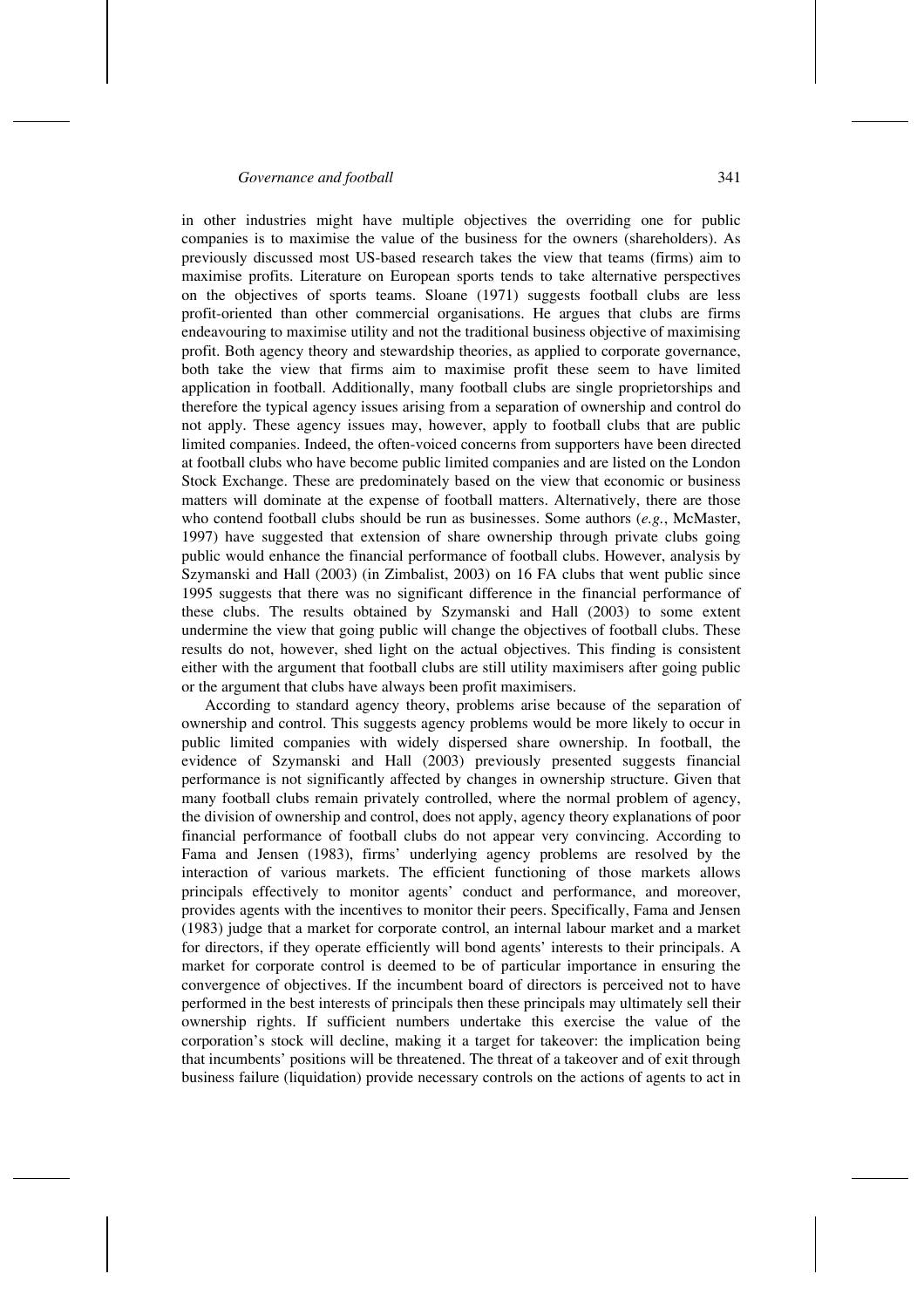in other industries might have multiple objectives the overriding one for public companies is to maximise the value of the business for the owners (shareholders). As previously discussed most US-based research takes the view that teams (firms) aim to maximise profits. Literature on European sports tends to take alternative perspectives on the objectives of sports teams. Sloane (1971) suggests football clubs are less profit-oriented than other commercial organisations. He argues that clubs are firms endeavouring to maximise utility and not the traditional business objective of maximising profit. Both agency theory and stewardship theories, as applied to corporate governance, both take the view that firms aim to maximise profit these seem to have limited application in football. Additionally, many football clubs are single proprietorships and therefore the typical agency issues arising from a separation of ownership and control do not apply. These agency issues may, however, apply to football clubs that are public limited companies. Indeed, the often-voiced concerns from supporters have been directed at football clubs who have become public limited companies and are listed on the London Stock Exchange. These are predominately based on the view that economic or business matters will dominate at the expense of football matters. Alternatively, there are those who contend football clubs should be run as businesses. Some authors (*e.g.*, McMaster, 1997) have suggested that extension of share ownership through private clubs going public would enhance the financial performance of football clubs. However, analysis by Szymanski and Hall (2003) (in Zimbalist, 2003) on 16 FA clubs that went public since 1995 suggests that there was no significant difference in the financial performance of these clubs. The results obtained by Szymanski and Hall (2003) to some extent undermine the view that going public will change the objectives of football clubs. These results do not, however, shed light on the actual objectives. This finding is consistent either with the argument that football clubs are still utility maximisers after going public or the argument that clubs have always been profit maximisers.

According to standard agency theory, problems arise because of the separation of ownership and control. This suggests agency problems would be more likely to occur in public limited companies with widely dispersed share ownership. In football, the evidence of Szymanski and Hall (2003) previously presented suggests financial performance is not significantly affected by changes in ownership structure. Given that many football clubs remain privately controlled, where the normal problem of agency, the division of ownership and control, does not apply, agency theory explanations of poor financial performance of football clubs do not appear very convincing. According to Fama and Jensen (1983), firms' underlying agency problems are resolved by the interaction of various markets. The efficient functioning of those markets allows principals effectively to monitor agents' conduct and performance, and moreover, provides agents with the incentives to monitor their peers. Specifically, Fama and Jensen (1983) judge that a market for corporate control, an internal labour market and a market for directors, if they operate efficiently will bond agents' interests to their principals. A market for corporate control is deemed to be of particular importance in ensuring the convergence of objectives. If the incumbent board of directors is perceived not to have performed in the best interests of principals then these principals may ultimately sell their ownership rights. If sufficient numbers undertake this exercise the value of the corporation's stock will decline, making it a target for takeover: the implication being that incumbents' positions will be threatened. The threat of a takeover and of exit through business failure (liquidation) provide necessary controls on the actions of agents to act in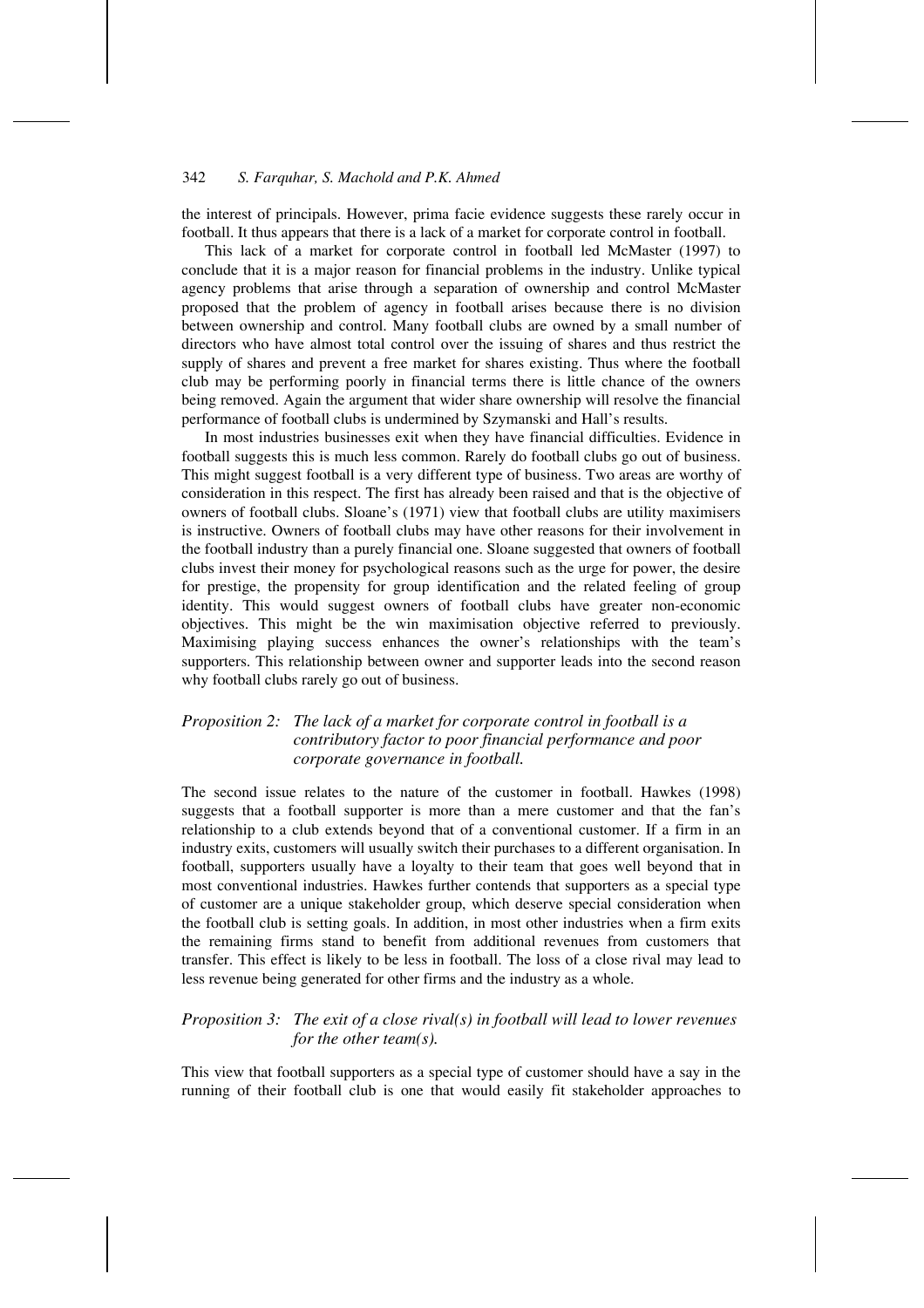the interest of principals. However, prima facie evidence suggests these rarely occur in football. It thus appears that there is a lack of a market for corporate control in football.

This lack of a market for corporate control in football led McMaster (1997) to conclude that it is a major reason for financial problems in the industry. Unlike typical agency problems that arise through a separation of ownership and control McMaster proposed that the problem of agency in football arises because there is no division between ownership and control. Many football clubs are owned by a small number of directors who have almost total control over the issuing of shares and thus restrict the supply of shares and prevent a free market for shares existing. Thus where the football club may be performing poorly in financial terms there is little chance of the owners being removed. Again the argument that wider share ownership will resolve the financial performance of football clubs is undermined by Szymanski and Hall's results.

In most industries businesses exit when they have financial difficulties. Evidence in football suggests this is much less common. Rarely do football clubs go out of business. This might suggest football is a very different type of business. Two areas are worthy of consideration in this respect. The first has already been raised and that is the objective of owners of football clubs. Sloane's (1971) view that football clubs are utility maximisers is instructive. Owners of football clubs may have other reasons for their involvement in the football industry than a purely financial one. Sloane suggested that owners of football clubs invest their money for psychological reasons such as the urge for power, the desire for prestige, the propensity for group identification and the related feeling of group identity. This would suggest owners of football clubs have greater non-economic objectives. This might be the win maximisation objective referred to previously. Maximising playing success enhances the owner's relationships with the team's supporters. This relationship between owner and supporter leads into the second reason why football clubs rarely go out of business.

*Proposition 2: The lack of a market for corporate control in football is a contributory factor to poor financial performance and poor corporate governance in football.*

The second issue relates to the nature of the customer in football. Hawkes (1998) suggests that a football supporter is more than a mere customer and that the fan's relationship to a club extends beyond that of a conventional customer. If a firm in an industry exits, customers will usually switch their purchases to a different organisation. In football, supporters usually have a loyalty to their team that goes well beyond that in most conventional industries. Hawkes further contends that supporters as a special type of customer are a unique stakeholder group, which deserve special consideration when the football club is setting goals. In addition, in most other industries when a firm exits the remaining firms stand to benefit from additional revenues from customers that transfer. This effect is likely to be less in football. The loss of a close rival may lead to less revenue being generated for other firms and the industry as a whole.

*Proposition 3: The exit of a close rival(s) in football will lead to lower revenues for the other team(s).*

This view that football supporters as a special type of customer should have a say in the running of their football club is one that would easily fit stakeholder approaches to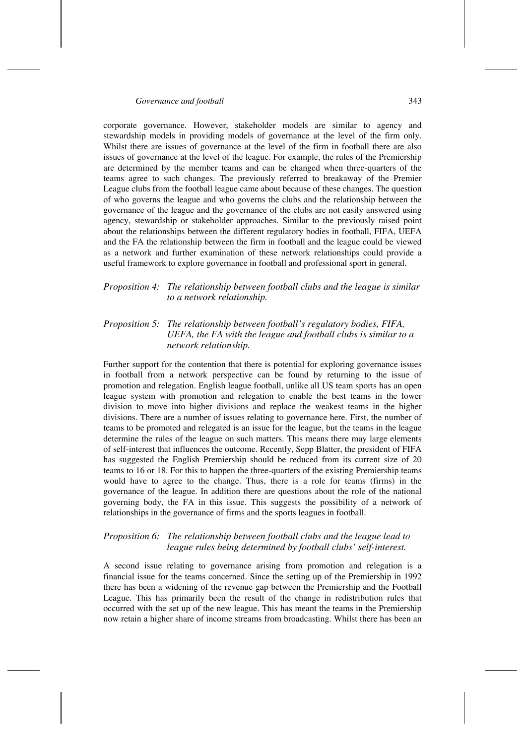corporate governance. However, stakeholder models are similar to agency and stewardship models in providing models of governance at the level of the firm only. Whilst there are issues of governance at the level of the firm in football there are also issues of governance at the level of the league. For example, the rules of the Premiership are determined by the member teams and can be changed when three-quarters of the teams agree to such changes. The previously referred to breakaway of the Premier League clubs from the football league came about because of these changes. The question of who governs the league and who governs the clubs and the relationship between the governance of the league and the governance of the clubs are not easily answered using agency, stewardship or stakeholder approaches. Similar to the previously raised point about the relationships between the different regulatory bodies in football, FIFA, UEFA and the FA the relationship between the firm in football and the league could be viewed as a network and further examination of these network relationships could provide a useful framework to explore governance in football and professional sport in general.

*Proposition 4: The relationship between football clubs and the league is similar to a network relationship.*

*Proposition 5: The relationship between football's regulatory bodies, FIFA, UEFA, the FA with the league and football clubs is similar to a network relationship.*

Further support for the contention that there is potential for exploring governance issues in football from a network perspective can be found by returning to the issue of promotion and relegation. English league football, unlike all US team sports has an open league system with promotion and relegation to enable the best teams in the lower division to move into higher divisions and replace the weakest teams in the higher divisions. There are a number of issues relating to governance here. First, the number of teams to be promoted and relegated is an issue for the league, but the teams in the league determine the rules of the league on such matters. This means there may large elements of self-interest that influences the outcome. Recently, Sepp Blatter, the president of FIFA has suggested the English Premiership should be reduced from its current size of 20 teams to 16 or 18. For this to happen the three-quarters of the existing Premiership teams would have to agree to the change. Thus, there is a role for teams (firms) in the governance of the league. In addition there are questions about the role of the national governing body, the FA in this issue. This suggests the possibility of a network of relationships in the governance of firms and the sports leagues in football.

*Proposition 6: The relationship between football clubs and the league lead to league rules being determined by football clubs' self-interest.*

A second issue relating to governance arising from promotion and relegation is a financial issue for the teams concerned. Since the setting up of the Premiership in 1992 there has been a widening of the revenue gap between the Premiership and the Football League. This has primarily been the result of the change in redistribution rules that occurred with the set up of the new league. This has meant the teams in the Premiership now retain a higher share of income streams from broadcasting. Whilst there has been an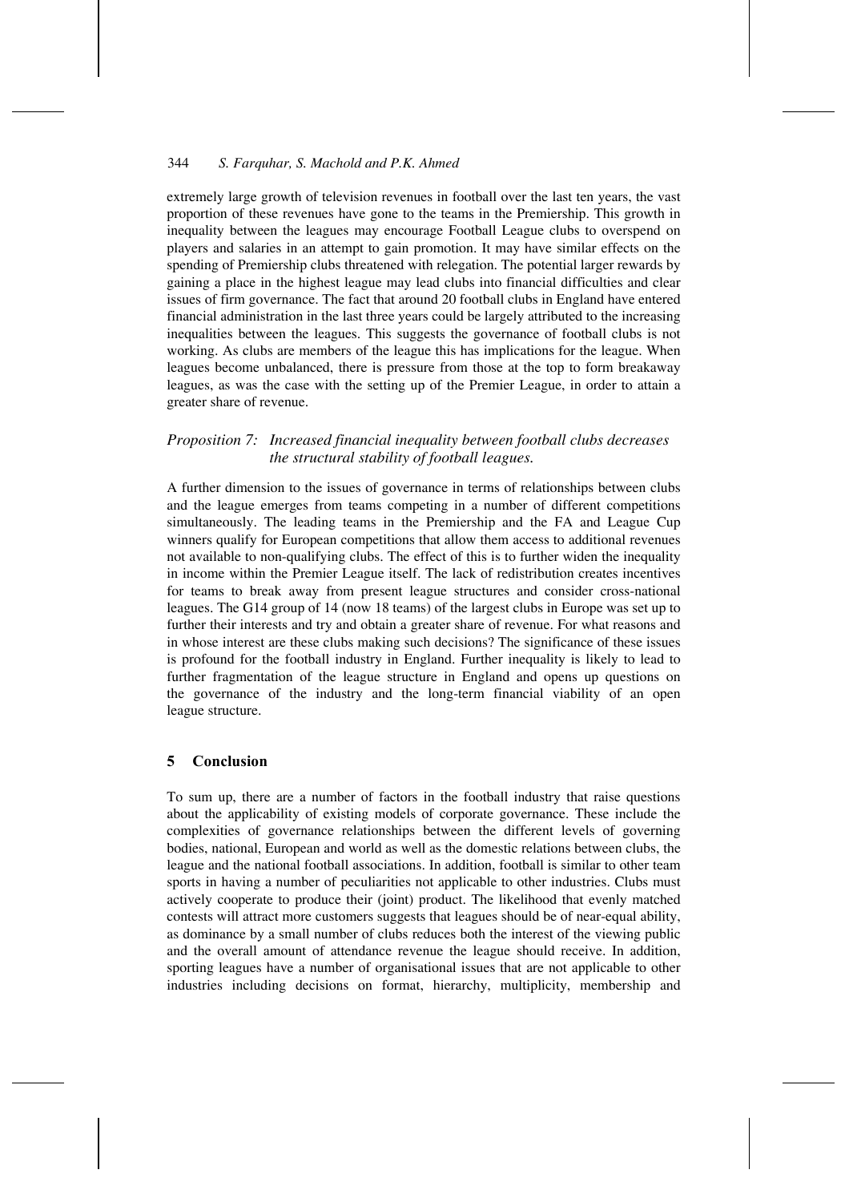extremely large growth of television revenues in football over the last ten years, the vast proportion of these revenues have gone to the teams in the Premiership. This growth in inequality between the leagues may encourage Football League clubs to overspend on players and salaries in an attempt to gain promotion. It may have similar effects on the spending of Premiership clubs threatened with relegation. The potential larger rewards by gaining a place in the highest league may lead clubs into financial difficulties and clear issues of firm governance. The fact that around 20 football clubs in England have entered financial administration in the last three years could be largely attributed to the increasing inequalities between the leagues. This suggests the governance of football clubs is not working. As clubs are members of the league this has implications for the league. When leagues become unbalanced, there is pressure from those at the top to form breakaway leagues, as was the case with the setting up of the Premier League, in order to attain a greater share of revenue.

*Proposition 7: Increased financial inequality between football clubs decreases the structural stability of football leagues.*

A further dimension to the issues of governance in terms of relationships between clubs and the league emerges from teams competing in a number of different competitions simultaneously. The leading teams in the Premiership and the FA and League Cup winners qualify for European competitions that allow them access to additional revenues not available to non-qualifying clubs. The effect of this is to further widen the inequality in income within the Premier League itself. The lack of redistribution creates incentives for teams to break away from present league structures and consider cross-national leagues. The G14 group of 14 (now 18 teams) of the largest clubs in Europe was set up to further their interests and try and obtain a greater share of revenue. For what reasons and in whose interest are these clubs making such decisions? The significance of these issues is profound for the football industry in England. Further inequality is likely to lead to further fragmentation of the league structure in England and opens up questions on the governance of the industry and the long-term financial viability of an open league structure.

## 5 Conclusion

To sum up, there are a number of factors in the football industry that raise questions about the applicability of existing models of corporate governance. These include the complexities of governance relationships between the different levels of governing bodies, national, European and world as well as the domestic relations between clubs, the league and the national football associations. In addition, football is similar to other team sports in having a number of peculiarities not applicable to other industries. Clubs must actively cooperate to produce their (joint) product. The likelihood that evenly matched contests will attract more customers suggests that leagues should be of near-equal ability, as dominance by a small number of clubs reduces both the interest of the viewing public and the overall amount of attendance revenue the league should receive. In addition, sporting leagues have a number of organisational issues that are not applicable to other industries including decisions on format, hierarchy, multiplicity, membership and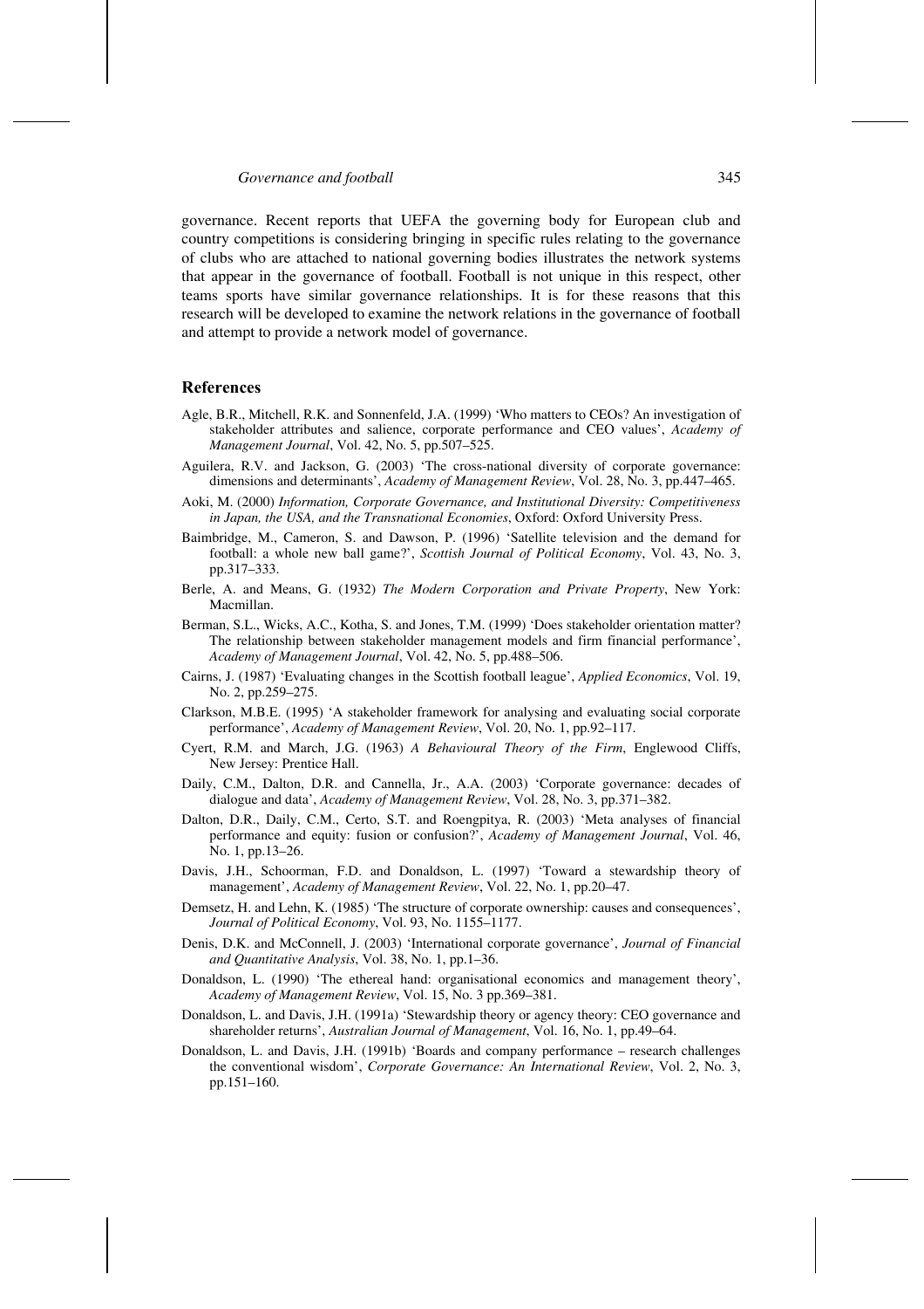governance. Recent reports that UEFA the governing body for European club and country competitions is considering bringing in specific rules relating to the governance of clubs who are attached to national governing bodies illustrates the network systems that appear in the governance of football. Football is not unique in this respect, other teams sports have similar governance relationships. It is for these reasons that this research will be developed to examine the network relations in the governance of football and attempt to provide a network model of governance.

## References

Agle, B.R., Mitchell, R.K. and Sonnenfeld, J.A. (1999) 'Who matters to CEOs? An investigation of stakeholder attributes and salience, corporate performance and CEO values', *Academy of Management Journal*, Vol. 42, No. 5, pp.507–525.

Aguilera, R.V. and Jackson, G. (2003) 'The cross-national diversity of corporate governance: dimensions and determinants', *Academy of Management Review*, Vol. 28, No. 3, pp.447–465.

Aoki, M. (2000) *Information, Corporate Governance, and Institutional Diversity: Competitiveness in Japan, the USA, and the Transnational Economies*, Oxford: Oxford University Press.

Baimbridge, M., Cameron, S. and Dawson, P. (1996) 'Satellite television and the demand for football: a whole new ball game?', *Scottish Journal of Political Economy*, Vol. 43, No. 3, pp.317–333.

Berle, A. and Means, G. (1932) *The Modern Corporation and Private Property*, New York: Macmillan.

Berman, S.L., Wicks, A.C., Kotha, S. and Jones, T.M. (1999) 'Does stakeholder orientation matter? The relationship between stakeholder management models and firm financial performance', *Academy of Management Journal*, Vol. 42, No. 5, pp.488–506.

Cairns, J. (1987) 'Evaluating changes in the Scottish football league', *Applied Economics*, Vol. 19, No. 2, pp.259–275.

Clarkson, M.B.E. (1995) 'A stakeholder framework for analysing and evaluating social corporate performance', *Academy of Management Review*, Vol. 20, No. 1, pp.92–117.

Cyert, R.M. and March, J.G. (1963) *A Behavioural Theory of the Firm*, Englewood Cliffs, New Jersey: Prentice Hall.

Daily, C.M., Dalton, D.R. and Cannella, Jr., A.A. (2003) 'Corporate governance: decades of dialogue and data', *Academy of Management Review*, Vol. 28, No. 3, pp.371–382.

Dalton, D.R., Daily, C.M., Certo, S.T. and Roengpitya, R. (2003) 'Meta analyses of financial performance and equity: fusion or confusion?', *Academy of Management Journal*, Vol. 46, No. 1, pp.13–26.

Davis, J.H., Schoorman, F.D. and Donaldson, L. (1997) 'Toward a stewardship theory of management', *Academy of Management Review*, Vol. 22, No. 1, pp.20–47.

Demsetz, H. and Lehn, K. (1985) 'The structure of corporate ownership: causes and consequences', *Journal of Political Economy*, Vol. 93, No. 1155–1177.

Denis, D.K. and McConnell, J. (2003) 'International corporate governance', *Journal of Financial and Quantitative Analysis*, Vol. 38, No. 1, pp.1–36.

Donaldson, L. (1990) 'The ethereal hand: organisational economics and management theory', *Academy of Management Review*, Vol. 15, No. 3 pp.369–381.

Donaldson, L. and Davis, J.H. (1991a) 'Stewardship theory or agency theory: CEO governance and shareholder returns', *Australian Journal of Management*, Vol. 16, No. 1, pp.49–64.

Donaldson, L. and Davis, J.H. (1991b) 'Boards and company performance – research challenges the conventional wisdom', *Corporate Governance: An International Review*, Vol. 2, No. 3, pp.151–160.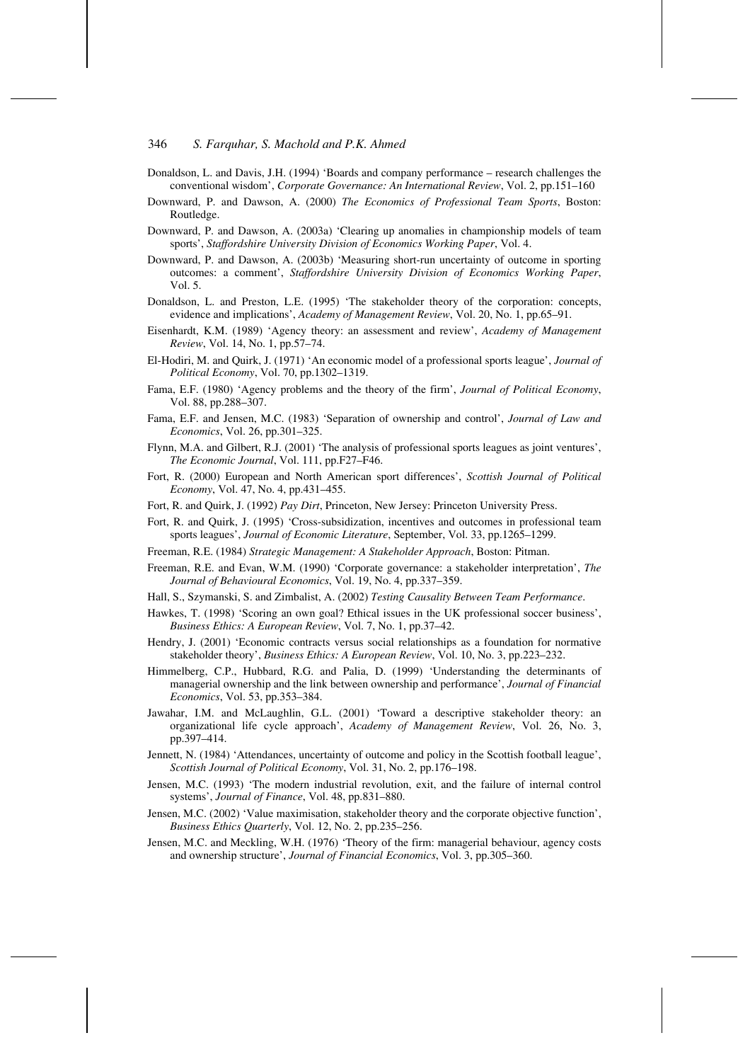Donaldson, L. and Davis, J.H. (1994) 'Boards and company performance – research challenges the conventional wisdom', *Corporate Governance: An International Review*, Vol. 2, pp.151–160

Downward, P. and Dawson, A. (2000) *The Economics of Professional Team Sports*, Boston: Routledge.

Downward, P. and Dawson, A. (2003a) 'Clearing up anomalies in championship models of team sports', *Staffordshire University Division of Economics Working Paper*, Vol. 4.

Downward, P. and Dawson, A. (2003b) 'Measuring short-run uncertainty of outcome in sporting outcomes: a comment', *Staffordshire University Division of Economics Working Paper*, Vol. 5.

Donaldson, L. and Preston, L.E. (1995) 'The stakeholder theory of the corporation: concepts, evidence and implications', *Academy of Management Review*, Vol. 20, No. 1, pp.65–91.

Eisenhardt, K.M. (1989) 'Agency theory: an assessment and review', *Academy of Management Review*, Vol. 14, No. 1, pp.57–74.

El-Hodiri, M. and Quirk, J. (1971) 'An economic model of a professional sports league', *Journal of Political Economy*, Vol. 70, pp.1302–1319.

Fama, E.F. (1980) 'Agency problems and the theory of the firm', *Journal of Political Economy*, Vol. 88, pp.288–307.

Fama, E.F. and Jensen, M.C. (1983) 'Separation of ownership and control', *Journal of Law and Economics*, Vol. 26, pp.301–325.

Flynn, M.A. and Gilbert, R.J. (2001) 'The analysis of professional sports leagues as joint ventures', *The Economic Journal*, Vol. 111, pp.F27–F46.

Fort, R. (2000) European and North American sport differences', *Scottish Journal of Political Economy*, Vol. 47, No. 4, pp.431–455.

Fort, R. and Quirk, J. (1992) *Pay Dirt*, Princeton, New Jersey: Princeton University Press.

Fort, R. and Quirk, J. (1995) 'Cross-subsidization, incentives and outcomes in professional team sports leagues', *Journal of Economic Literature*, September, Vol. 33, pp.1265–1299.

Freeman, R.E. (1984) *Strategic Management: A Stakeholder Approach*, Boston: Pitman.

Freeman, R.E. and Evan, W.M. (1990) 'Corporate governance: a stakeholder interpretation', *The Journal of Behavioural Economics*, Vol. 19, No. 4, pp.337–359.

Hall, S., Szymanski, S. and Zimbalist, A. (2002) *Testing Causality Between Team Performance*.

Hawkes, T. (1998) 'Scoring an own goal? Ethical issues in the UK professional soccer business', *Business Ethics: A European Review*, Vol. 7, No. 1, pp.37–42.

Hendry, J. (2001) 'Economic contracts versus social relationships as a foundation for normative stakeholder theory', *Business Ethics: A European Review*, Vol. 10, No. 3, pp.223–232.

Himmelberg, C.P., Hubbard, R.G. and Palia, D. (1999) 'Understanding the determinants of managerial ownership and the link between ownership and performance', *Journal of Financial Economics*, Vol. 53, pp.353–384.

Jawahar, I.M. and McLaughlin, G.L. (2001) 'Toward a descriptive stakeholder theory: an organizational life cycle approach', *Academy of Management Review*, Vol. 26, No. 3, pp.397–414.

Jennett, N. (1984) 'Attendances, uncertainty of outcome and policy in the Scottish football league', *Scottish Journal of Political Economy*, Vol. 31, No. 2, pp.176–198.

Jensen, M.C. (1993) 'The modern industrial revolution, exit, and the failure of internal control systems', *Journal of Finance*, Vol. 48, pp.831–880.

Jensen, M.C. (2002) 'Value maximisation, stakeholder theory and the corporate objective function', *Business Ethics Quarterly*, Vol. 12, No. 2, pp.235–256.

Jensen, M.C. and Meckling, W.H. (1976) 'Theory of the firm: managerial behaviour, agency costs and ownership structure', *Journal of Financial Economics*, Vol. 3, pp.305–360.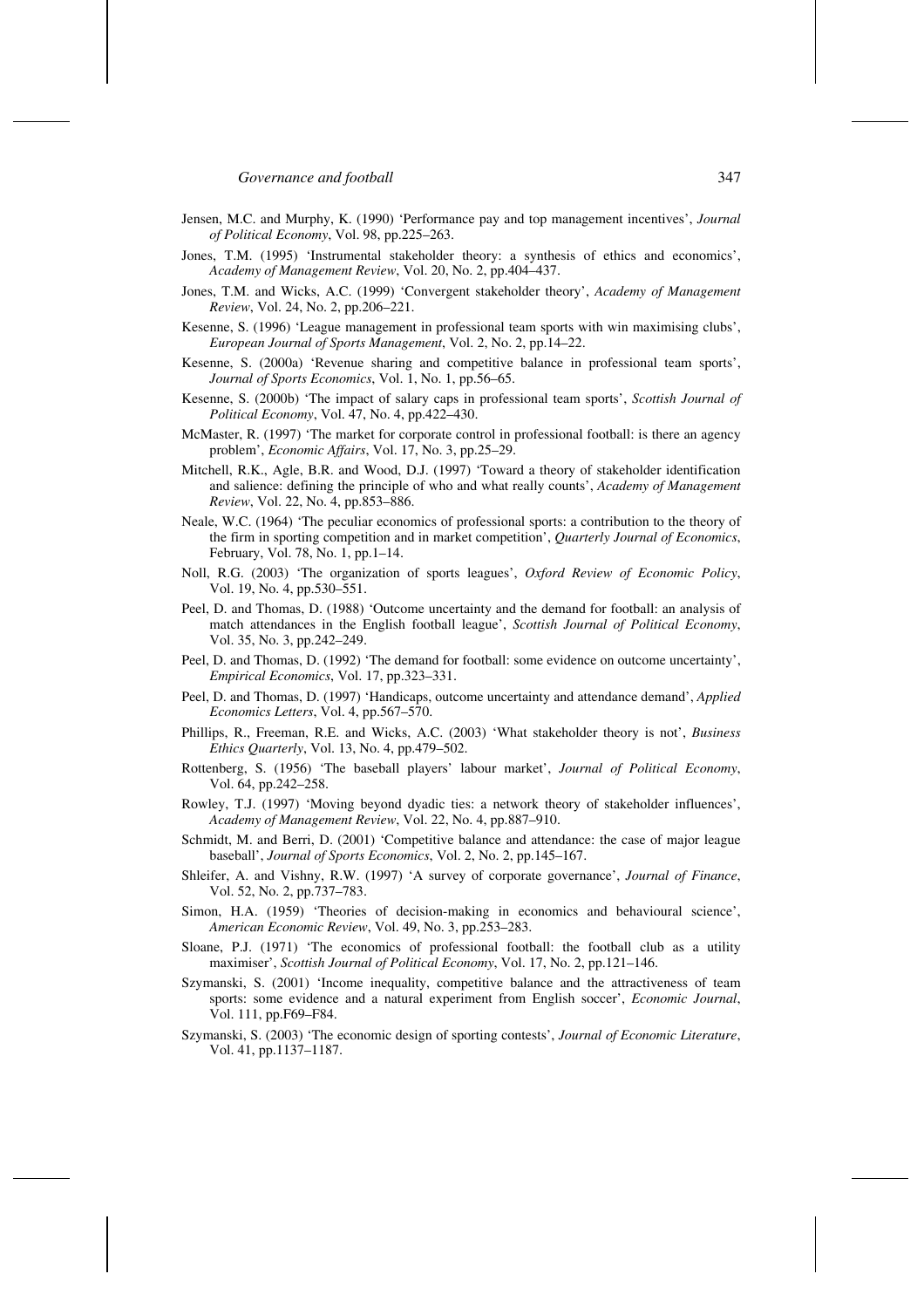Jensen, M.C. and Murphy, K. (1990) 'Performance pay and top management incentives', *Journal of Political Economy*, Vol. 98, pp.225–263.

Jones, T.M. (1995) 'Instrumental stakeholder theory: a synthesis of ethics and economics', *Academy of Management Review*, Vol. 20, No. 2, pp.404–437.

Jones, T.M. and Wicks, A.C. (1999) 'Convergent stakeholder theory', *Academy of Management Review*, Vol. 24, No. 2, pp.206–221.

Kesenne, S. (1996) 'League management in professional team sports with win maximising clubs', *European Journal of Sports Management*, Vol. 2, No. 2, pp.14–22.

Kesenne, S. (2000a) 'Revenue sharing and competitive balance in professional team sports', *Journal of Sports Economics*, Vol. 1, No. 1, pp.56–65.

Kesenne, S. (2000b) 'The impact of salary caps in professional team sports', *Scottish Journal of Political Economy*, Vol. 47, No. 4, pp.422–430.

McMaster, R. (1997) 'The market for corporate control in professional football: is there an agency problem', *Economic Affairs*, Vol. 17, No. 3, pp.25–29.

Mitchell, R.K., Agle, B.R. and Wood, D.J. (1997) 'Toward a theory of stakeholder identification and salience: defining the principle of who and what really counts', *Academy of Management Review*, Vol. 22, No. 4, pp.853–886.

Neale, W.C. (1964) 'The peculiar economics of professional sports: a contribution to the theory of the firm in sporting competition and in market competition', *Quarterly Journal of Economics*, February, Vol. 78, No. 1, pp.1–14.

Noll, R.G. (2003) 'The organization of sports leagues', *Oxford Review of Economic Policy*, Vol. 19, No. 4, pp.530–551.

Peel, D. and Thomas, D. (1988) 'Outcome uncertainty and the demand for football: an analysis of match attendances in the English football league', *Scottish Journal of Political Economy*, Vol. 35, No. 3, pp.242–249.

Peel, D. and Thomas, D. (1992) 'The demand for football: some evidence on outcome uncertainty', *Empirical Economics*, Vol. 17, pp.323–331.

Peel, D. and Thomas, D. (1997) 'Handicaps, outcome uncertainty and attendance demand', *Applied Economics Letters*, Vol. 4, pp.567–570.

Phillips, R., Freeman, R.E. and Wicks, A.C. (2003) 'What stakeholder theory is not', *Business Ethics Quarterly*, Vol. 13, No. 4, pp.479–502.

Rottenberg, S. (1956) 'The baseball players' labour market', *Journal of Political Economy*, Vol. 64, pp.242–258.

Rowley, T.J. (1997) 'Moving beyond dyadic ties: a network theory of stakeholder influences', *Academy of Management Review*, Vol. 22, No. 4, pp.887–910.

Schmidt, M. and Berri, D. (2001) 'Competitive balance and attendance: the case of major league baseball', *Journal of Sports Economics*, Vol. 2, No. 2, pp.145–167.

Shleifer, A. and Vishny, R.W. (1997) 'A survey of corporate governance', *Journal of Finance*, Vol. 52, No. 2, pp.737–783.

Simon, H.A. (1959) 'Theories of decision-making in economics and behavioural science', *American Economic Review*, Vol. 49, No. 3, pp.253–283.

Sloane, P.J. (1971) 'The economics of professional football: the football club as a utility maximiser', *Scottish Journal of Political Economy*, Vol. 17, No. 2, pp.121–146.

Szymanski, S. (2001) 'Income inequality, competitive balance and the attractiveness of team sports: some evidence and a natural experiment from English soccer', *Economic Journal*, Vol. 111, pp.F69–F84.

Szymanski, S. (2003) 'The economic design of sporting contests', *Journal of Economic Literature*, Vol. 41, pp.1137–1187.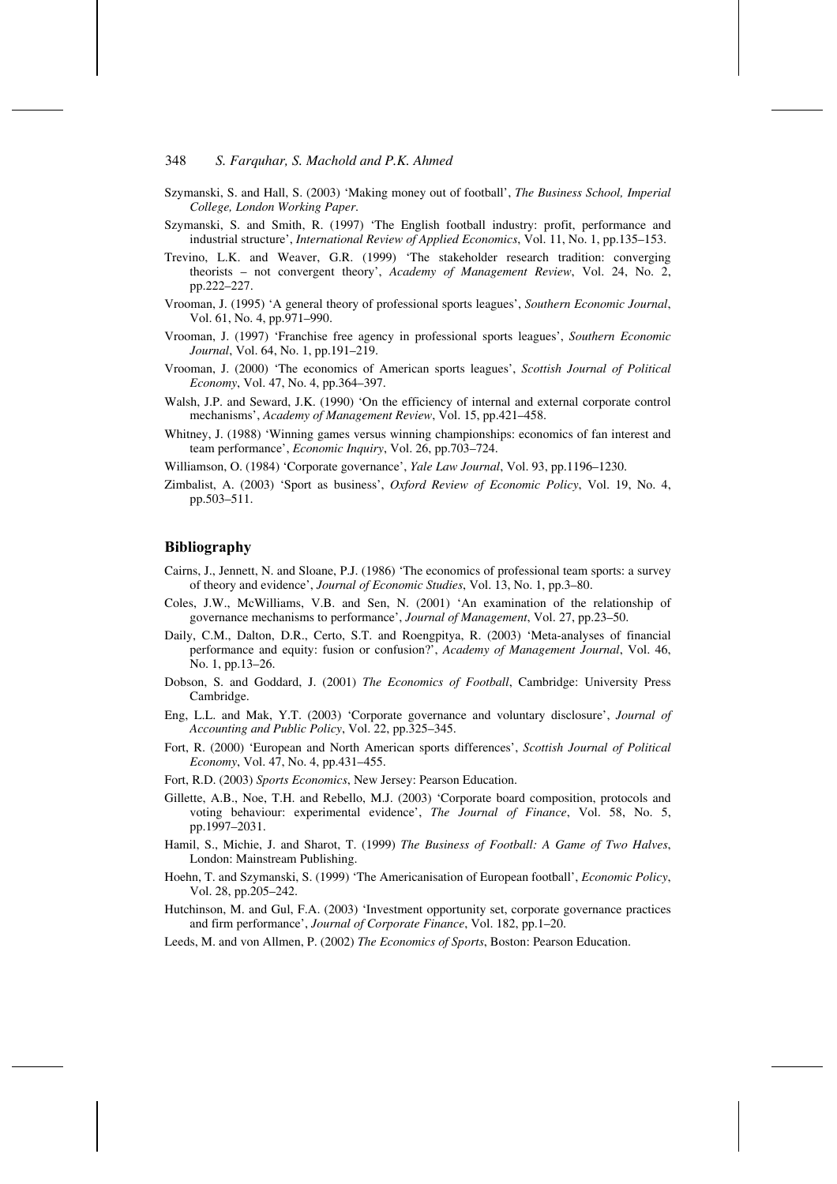Szymanski, S. and Hall, S. (2003) 'Making money out of football', *The Business School, Imperial College, London Working Paper*.

Szymanski, S. and Smith, R. (1997) 'The English football industry: profit, performance and industrial structure', *International Review of Applied Economics*, Vol. 11, No. 1, pp.135–153.

Trevino, L.K. and Weaver, G.R. (1999) 'The stakeholder research tradition: converging theorists – not convergent theory', *Academy of Management Review*, Vol. 24, No. 2, pp.222–227.

Vrooman, J. (1995) 'A general theory of professional sports leagues', *Southern Economic Journal*, Vol. 61, No. 4, pp.971–990.

Vrooman, J. (1997) 'Franchise free agency in professional sports leagues', *Southern Economic Journal*, Vol. 64, No. 1, pp.191–219.

Vrooman, J. (2000) 'The economics of American sports leagues', *Scottish Journal of Political Economy*, Vol. 47, No. 4, pp.364–397.

Walsh, J.P. and Seward, J.K. (1990) 'On the efficiency of internal and external corporate control mechanisms', *Academy of Management Review*, Vol. 15, pp.421–458.

Whitney, J. (1988) 'Winning games versus winning championships: economics of fan interest and team performance', *Economic Inquiry*, Vol. 26, pp.703–724.

Williamson, O. (1984) 'Corporate governance', *Yale Law Journal*, Vol. 93, pp.1196–1230.

Zimbalist, A. (2003) 'Sport as business', *Oxford Review of Economic Policy*, Vol. 19, No. 4, pp.503–511.

## Bibliography

Cairns, J., Jennett, N. and Sloane, P.J. (1986) 'The economics of professional team sports: a survey of theory and evidence', *Journal of Economic Studies*, Vol. 13, No. 1, pp.3–80.

Coles, J.W., McWilliams, V.B. and Sen, N. (2001) 'An examination of the relationship of governance mechanisms to performance', *Journal of Management*, Vol. 27, pp.23–50.

Daily, C.M., Dalton, D.R., Certo, S.T. and Roengpitya, R. (2003) 'Meta-analyses of financial performance and equity: fusion or confusion?', *Academy of Management Journal*, Vol. 46, No. 1, pp.13–26.

Dobson, S. and Goddard, J. (2001) *The Economics of Football*, Cambridge: University Press Cambridge.

Eng, L.L. and Mak, Y.T. (2003) 'Corporate governance and voluntary disclosure', *Journal of Accounting and Public Policy*, Vol. 22, pp.325–345.

Fort, R. (2000) 'European and North American sports differences', *Scottish Journal of Political Economy*, Vol. 47, No. 4, pp.431–455.

Fort, R.D. (2003) *Sports Economics*, New Jersey: Pearson Education.

Gillette, A.B., Noe, T.H. and Rebello, M.J. (2003) 'Corporate board composition, protocols and voting behaviour: experimental evidence', *The Journal of Finance*, Vol. 58, No. 5, pp.1997–2031.

Hamil, S., Michie, J. and Sharot, T. (1999) *The Business of Football: A Game of Two Halves*, London: Mainstream Publishing.

Hoehn, T. and Szymanski, S. (1999) 'The Americanisation of European football', *Economic Policy*, Vol. 28, pp.205–242.

Hutchinson, M. and Gul, F.A. (2003) 'Investment opportunity set, corporate governance practices and firm performance', *Journal of Corporate Finance*, Vol. 182, pp.1–20.

Leeds, M. and von Allmen, P. (2002) *The Economics of Sports*, Boston: Pearson Education.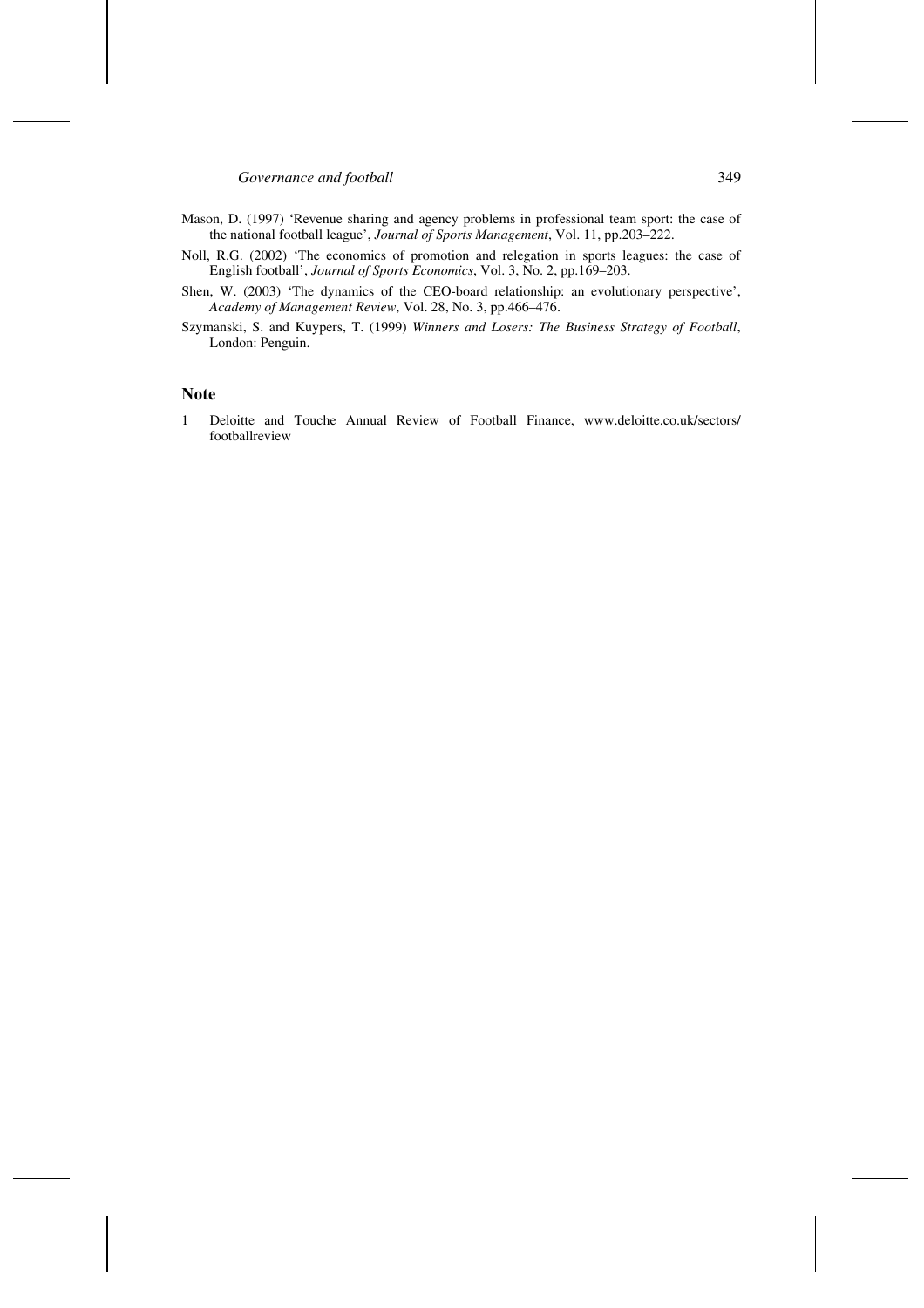Mason, D. (1997) 'Revenue sharing and agency problems in professional team sport: the case of the national football league', *Journal of Sports Management*, Vol. 11, pp.203–222.

Noll, R.G. (2002) 'The economics of promotion and relegation in sports leagues: the case of English football', *Journal of Sports Economics*, Vol. 3, No. 2, pp.169–203.

Shen, W. (2003) 'The dynamics of the CEO-board relationship: an evolutionary perspective', *Academy of Management Review*, Vol. 28, No. 3, pp.466–476.

Szymanski, S. and Kuypers, T. (1999) *Winners and Losers: The Business Strategy of Football*, London: Penguin.

## Note

1 Deloitte and Touche Annual Review of Football Finance, www.deloitte.co.uk/sectors/footballreview